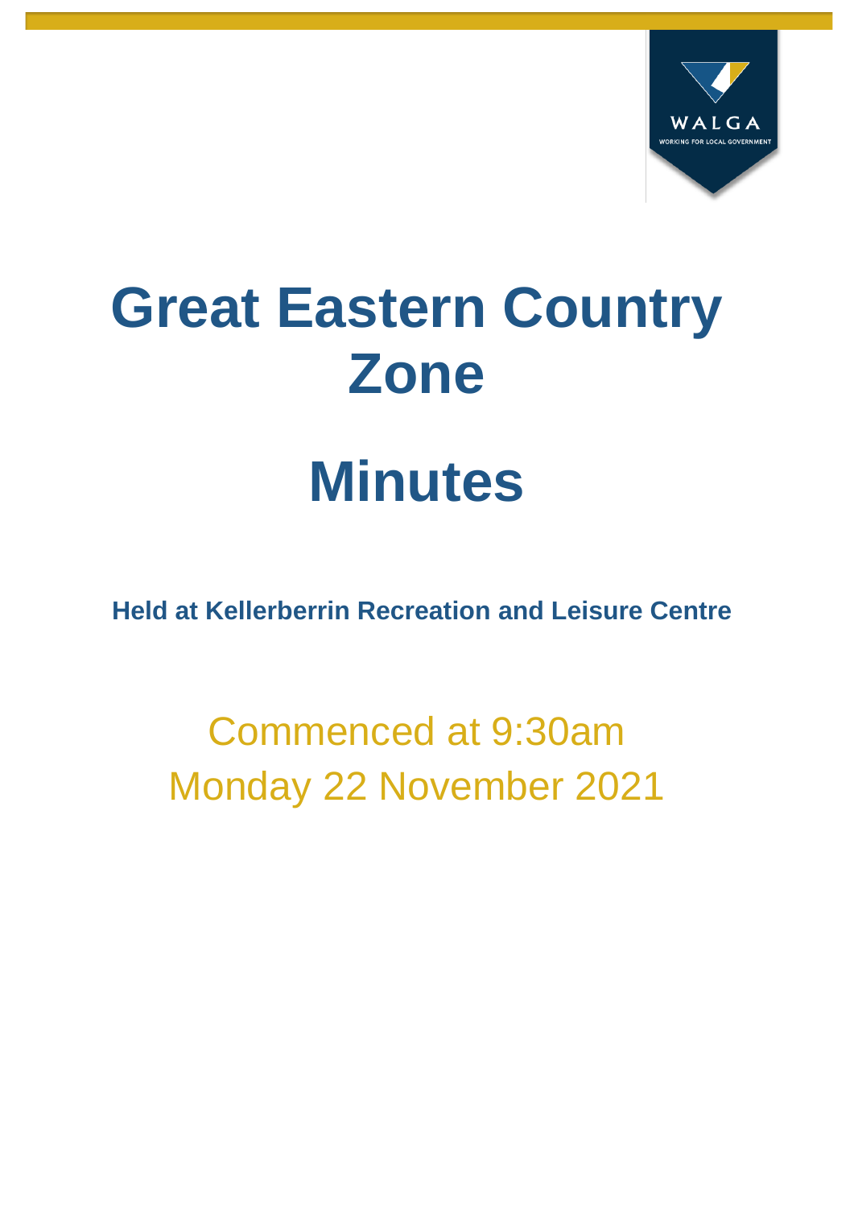# Great Eastern Country Zone

# Minutes

**Held at Kellerberrin Recreation and Leisure Centre**

Commenced at 9:30am
Monday 22 November 2021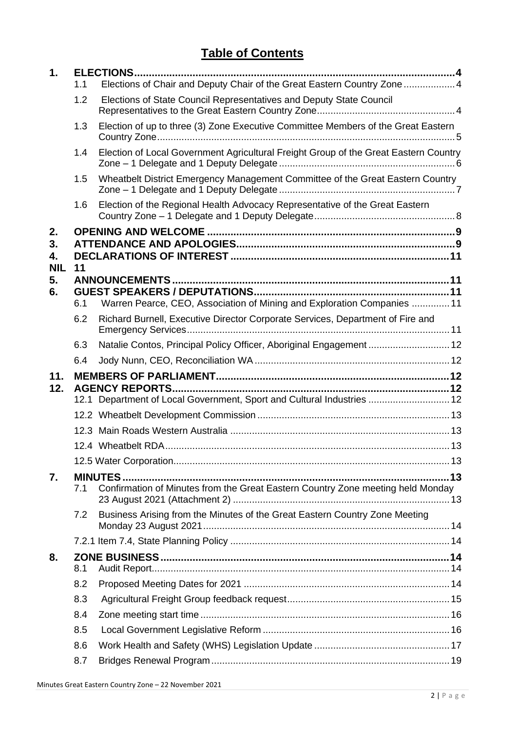# Table of Contents

**1. ELECTIONS** ..... 4

- 1.1 Elections of Chair and Deputy Chair of the Great Eastern Country Zone ..... 4
- 1.2 Elections of State Council Representatives and Deputy State Council Representatives to the Great Eastern Country Zone ..... 4
- 1.3 Election of up to three (3) Zone Executive Committee Members of the Great Eastern Country Zone ..... 5
- 1.4 Election of Local Government Agricultural Freight Group of the Great Eastern Country Zone – 1 Delegate and 1 Deputy Delegate ..... 6
- 1.5 Wheatbelt District Emergency Management Committee of the Great Eastern Country Zone – 1 Delegate and 1 Deputy Delegate ..... 7
- 1.6 Election of the Regional Health Advocacy Representative of the Great Eastern Country Zone – 1 Delegate and 1 Deputy Delegate ..... 8

**2. OPENING AND WELCOME** ..... 9

**3. ATTENDANCE AND APOLOGIES** ..... 9

**4. DECLARATIONS OF INTEREST** ..... 11

**NIL** 11

**5. ANNOUNCEMENTS** ..... 11

**6. GUEST SPEAKERS / DEPUTATIONS** ..... 11

- 6.1 Warren Pearce, CEO, Association of Mining and Exploration Companies ..... 11
- 6.2 Richard Burnell, Executive Director Corporate Services, Department of Fire and Emergency Services ..... 11
- 6.3 Natalie Contos, Principal Policy Officer, Aboriginal Engagement ..... 12
- 6.4 Jody Nunn, CEO, Reconciliation WA ..... 12

**11. MEMBERS OF PARLIAMENT** ..... 12

**12. AGENCY REPORTS** ..... 12

- 12.1 Department of Local Government, Sport and Cultural Industries ..... 12
- 12.2 Wheatbelt Development Commission ..... 13
- 12.3 Main Roads Western Australia ..... 13
- 12.4 Wheatbelt RDA ..... 13
- 12.5 Water Corporation ..... 13

**7. MINUTES** ..... 13

- 7.1 Confirmation of Minutes from the Great Eastern Country Zone meeting held Monday 23 August 2021 (Attachment 2) ..... 13
- 7.2 Business Arising from the Minutes of the Great Eastern Country Zone Meeting Monday 23 August 2021 ..... 14
- 7.2.1 Item 7.4, State Planning Policy ..... 14

**8. ZONE BUSINESS** ..... 14

- 8.1 Audit Report ..... 14
- 8.2 Proposed Meeting Dates for 2021 ..... 14
- 8.3 Agricultural Freight Group feedback request ..... 15
- 8.4 Zone meeting start time ..... 16
- 8.5 Local Government Legislative Reform ..... 16
- 8.6 Work Health and Safety (WHS) Legislation Update ..... 17
- 8.7 Bridges Renewal Program ..... 19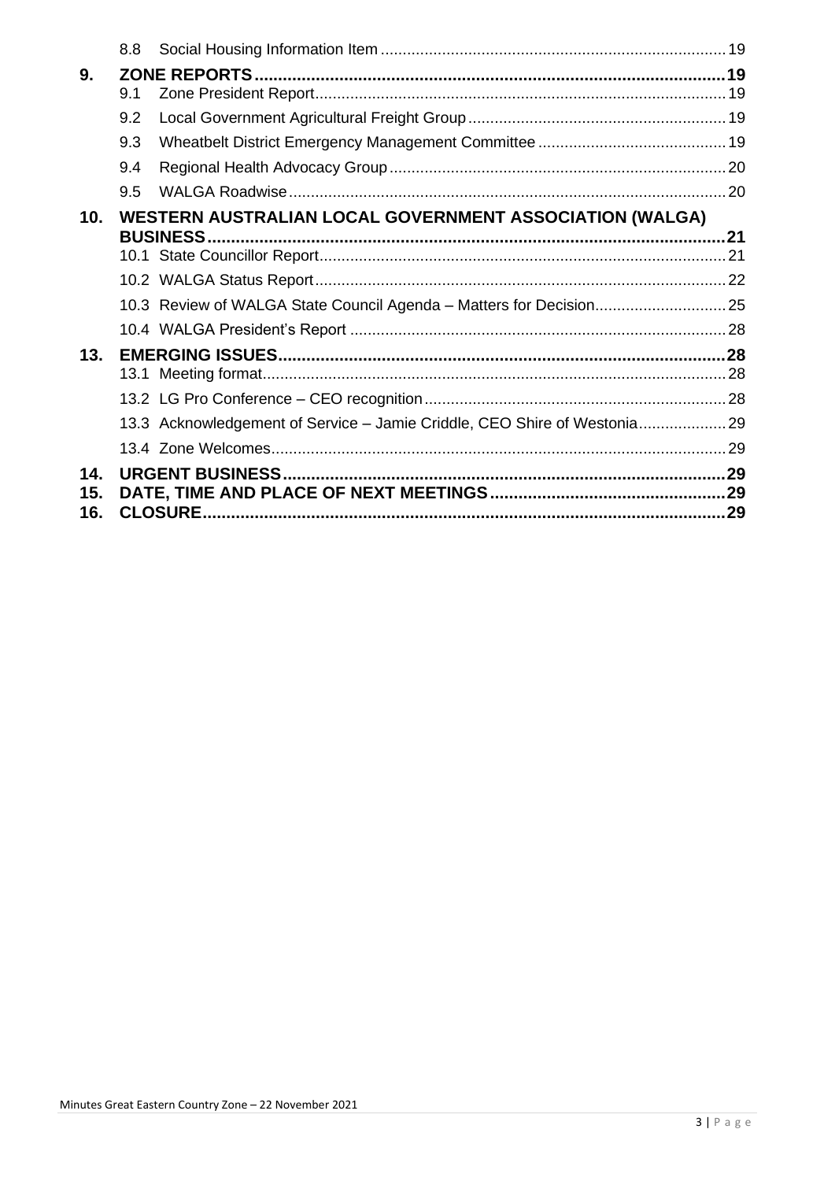| | | |
|---|---|---|
| 8.8 | Social Housing Information Item | 19 |
| **9.** | **ZONE REPORTS** | **19** |
| 9.1 | Zone President Report | 19 |
| 9.2 | Local Government Agricultural Freight Group | 19 |
| 9.3 | Wheatbelt District Emergency Management Committee | 19 |
| 9.4 | Regional Health Advocacy Group | 20 |
| 9.5 | WALGA Roadwise | 20 |
| **10.** | **WESTERN AUSTRALIAN LOCAL GOVERNMENT ASSOCIATION (WALGA) BUSINESS** | **21** |
| 10.1 | State Councillor Report | 21 |
| 10.2 | WALGA Status Report | 22 |
| 10.3 | Review of WALGA State Council Agenda – Matters for Decision | 25 |
| 10.4 | WALGA President's Report | 28 |
| **13.** | **EMERGING ISSUES** | **28** |
| 13.1 | Meeting format | 28 |
| 13.2 | LG Pro Conference – CEO recognition | 28 |
| 13.3 | Acknowledgement of Service – Jamie Criddle, CEO Shire of Westonia | 29 |
| 13.4 | Zone Welcomes | 29 |
| **14.** | **URGENT BUSINESS** | **29** |
| **15.** | **DATE, TIME AND PLACE OF NEXT MEETINGS** | **29** |
| **16.** | **CLOSURE** | **29** |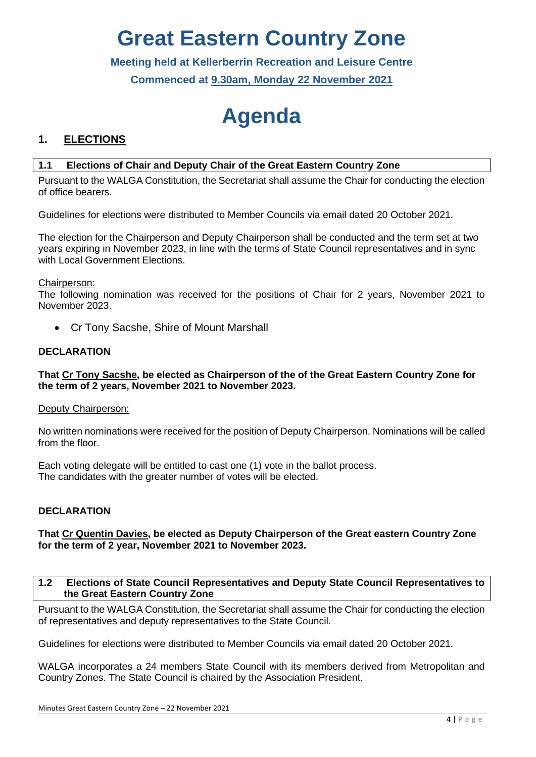# Great Eastern Country Zone

**Meeting held at Kellerberrin Recreation and Leisure Centre**

**Commenced at 9.30am, Monday 22 November 2021**

# Agenda

## 1. ELECTIONS

### 1.1 Elections of Chair and Deputy Chair of the Great Eastern Country Zone

Pursuant to the WALGA Constitution, the Secretariat shall assume the Chair for conducting the election of office bearers.

Guidelines for elections were distributed to Member Councils via email dated 20 October 2021.

The election for the Chairperson and Deputy Chairperson shall be conducted and the term set at two years expiring in November 2023, in line with the terms of State Council representatives and in sync with Local Government Elections.

Chairperson:
The following nomination was received for the positions of Chair for 2 years, November 2021 to November 2023.

- Cr Tony Sacshe, Shire of Mount Marshall

**DECLARATION**

**That Cr Tony Sacshe, be elected as Chairperson of the of the Great Eastern Country Zone for the term of 2 years, November 2021 to November 2023.**

Deputy Chairperson:

No written nominations were received for the position of Deputy Chairperson. Nominations will be called from the floor.

Each voting delegate will be entitled to cast one (1) vote in the ballot process.
The candidates with the greater number of votes will be elected.

**DECLARATION**

**That Cr Quentin Davies, be elected as Deputy Chairperson of the Great eastern Country Zone for the term of 2 year, November 2021 to November 2023.**

### 1.2 Elections of State Council Representatives and Deputy State Council Representatives to the Great Eastern Country Zone

Pursuant to the WALGA Constitution, the Secretariat shall assume the Chair for conducting the election of representatives and deputy representatives to the State Council.

Guidelines for elections were distributed to Member Councils via email dated 20 October 2021.

WALGA incorporates a 24 members State Council with its members derived from Metropolitan and Country Zones. The State Council is chaired by the Association President.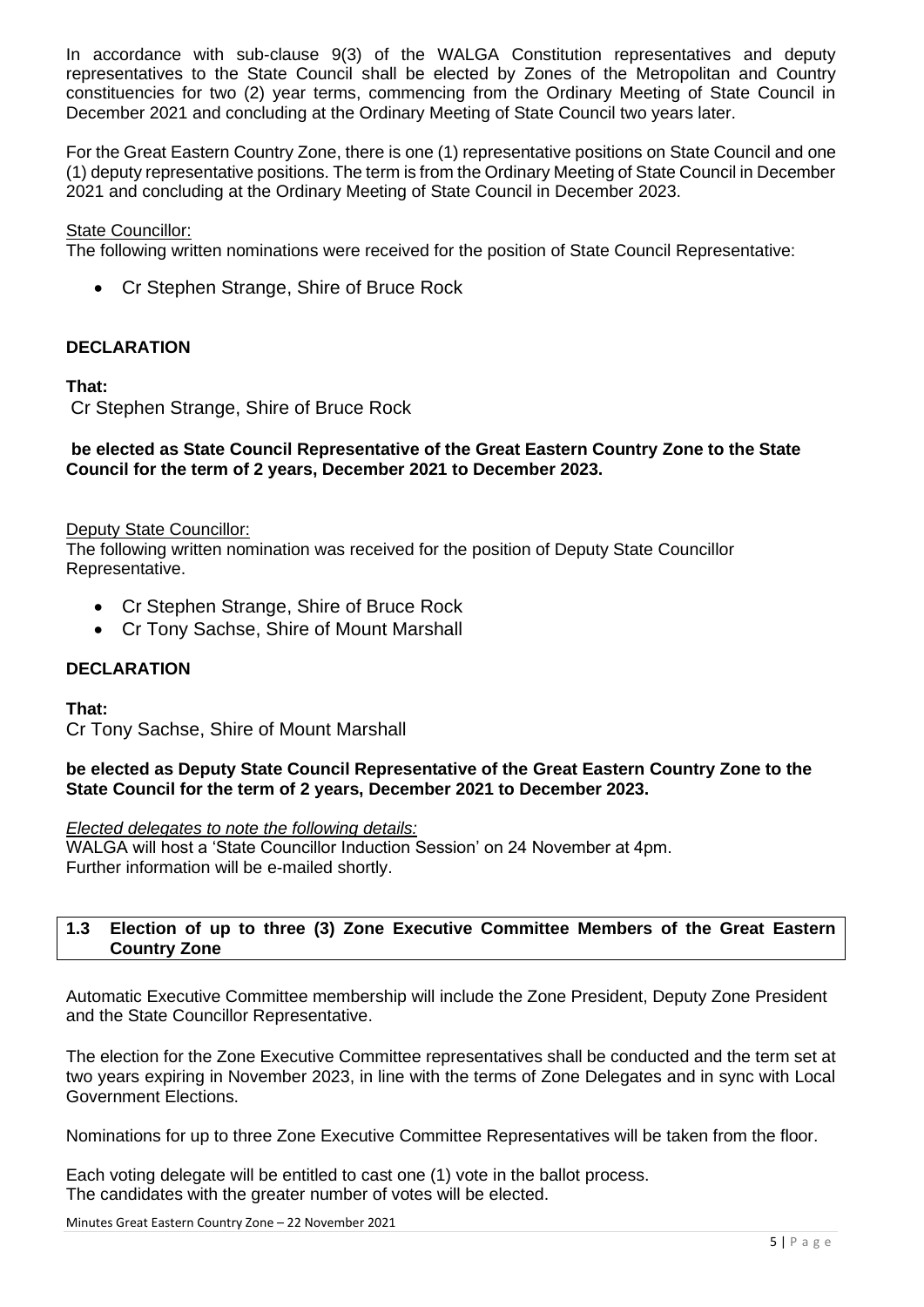In accordance with sub-clause 9(3) of the WALGA Constitution representatives and deputy representatives to the State Council shall be elected by Zones of the Metropolitan and Country constituencies for two (2) year terms, commencing from the Ordinary Meeting of State Council in December 2021 and concluding at the Ordinary Meeting of State Council two years later.

For the Great Eastern Country Zone, there is one (1) representative positions on State Council and one (1) deputy representative positions. The term is from the Ordinary Meeting of State Council in December 2021 and concluding at the Ordinary Meeting of State Council in December 2023.

State Councillor:

The following written nominations were received for the position of State Council Representative:

- Cr Stephen Strange, Shire of Bruce Rock

**DECLARATION**

**That:**

Cr Stephen Strange, Shire of Bruce Rock

**be elected as State Council Representative of the Great Eastern Country Zone to the State Council for the term of 2 years, December 2021 to December 2023.**

Deputy State Councillor:

The following written nomination was received for the position of Deputy State Councillor Representative.

- Cr Stephen Strange, Shire of Bruce Rock
- Cr Tony Sachse, Shire of Mount Marshall

**DECLARATION**

**That:**

Cr Tony Sachse, Shire of Mount Marshall

**be elected as Deputy State Council Representative of the Great Eastern Country Zone to the State Council for the term of 2 years, December 2021 to December 2023.**

*Elected delegates to note the following details:*

WALGA will host a 'State Councillor Induction Session' on 24 November at 4pm.
Further information will be e-mailed shortly.

**1.3 Election of up to three (3) Zone Executive Committee Members of the Great Eastern Country Zone**

Automatic Executive Committee membership will include the Zone President, Deputy Zone President and the State Councillor Representative.

The election for the Zone Executive Committee representatives shall be conducted and the term set at two years expiring in November 2023, in line with the terms of Zone Delegates and in sync with Local Government Elections.

Nominations for up to three Zone Executive Committee Representatives will be taken from the floor.

Each voting delegate will be entitled to cast one (1) vote in the ballot process.
The candidates with the greater number of votes will be elected.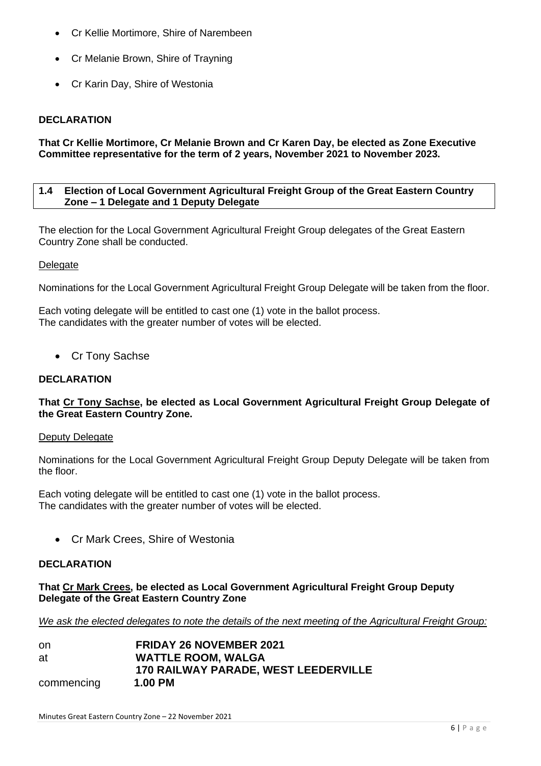- Cr Kellie Mortimore, Shire of Narembeen
- Cr Melanie Brown, Shire of Trayning
- Cr Karin Day, Shire of Westonia

**DECLARATION**

**That Cr Kellie Mortimore, Cr Melanie Brown and Cr Karen Day, be elected as Zone Executive Committee representative for the term of 2 years, November 2021 to November 2023.**

### 1.4 Election of Local Government Agricultural Freight Group of the Great Eastern Country Zone – 1 Delegate and 1 Deputy Delegate

The election for the Local Government Agricultural Freight Group delegates of the Great Eastern Country Zone shall be conducted.

Delegate

Nominations for the Local Government Agricultural Freight Group Delegate will be taken from the floor.

Each voting delegate will be entitled to cast one (1) vote in the ballot process.
The candidates with the greater number of votes will be elected.

- Cr Tony Sachse

**DECLARATION**

**That Cr Tony Sachse, be elected as Local Government Agricultural Freight Group Delegate of the Great Eastern Country Zone.**

Deputy Delegate

Nominations for the Local Government Agricultural Freight Group Deputy Delegate will be taken from the floor.

Each voting delegate will be entitled to cast one (1) vote in the ballot process.
The candidates with the greater number of votes will be elected.

- Cr Mark Crees, Shire of Westonia

**DECLARATION**

**That Cr Mark Crees, be elected as Local Government Agricultural Freight Group Deputy Delegate of the Great Eastern Country Zone**

*We ask the elected delegates to note the details of the next meeting of the Agricultural Freight Group:*

| | |
|---|---|
| on | **FRIDAY 26 NOVEMBER 2021** |
| at | **WATTLE ROOM, WALGA** |
| | **170 RAILWAY PARADE, WEST LEEDERVILLE** |
| commencing | **1.00 PM** |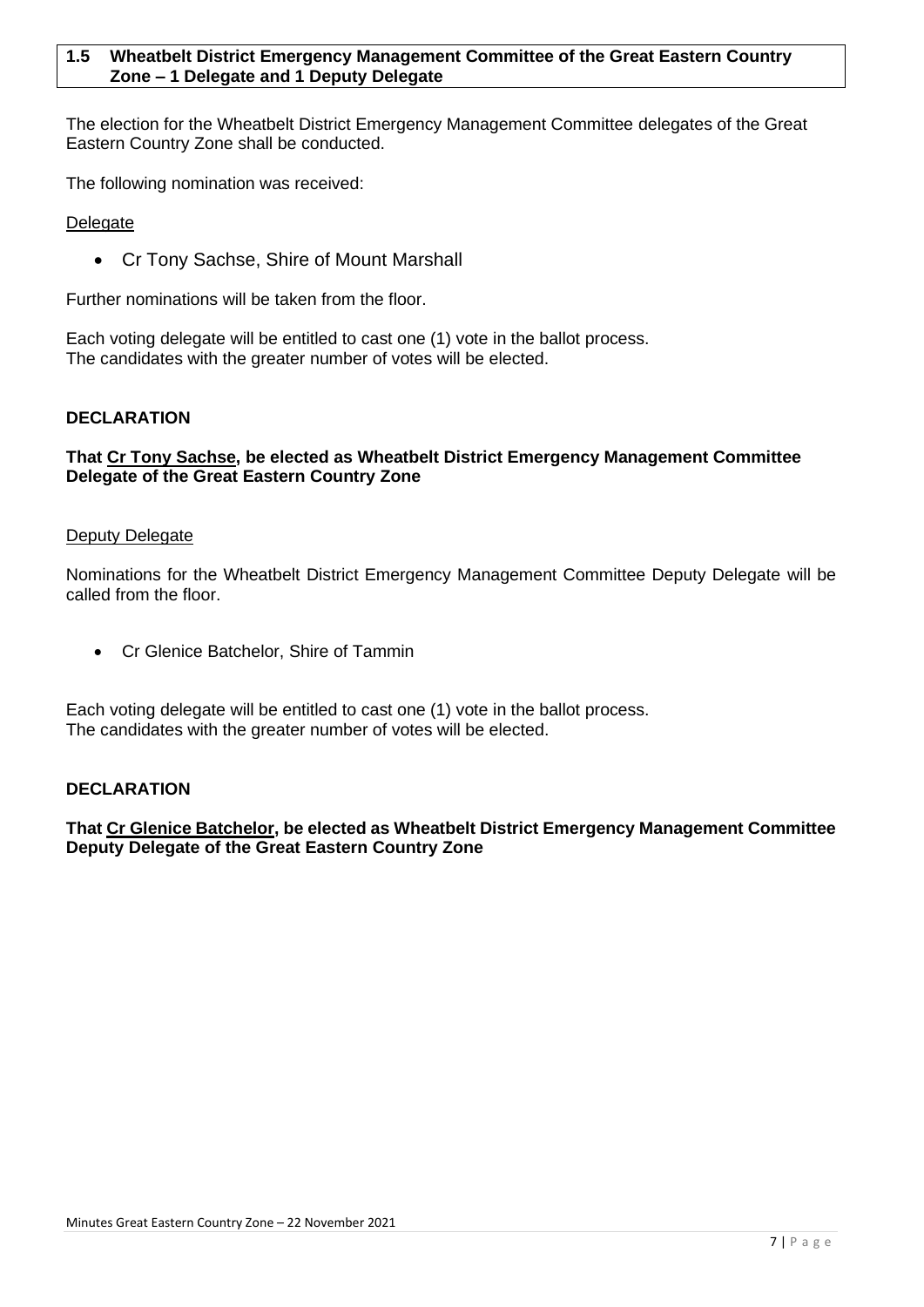### 1.5 Wheatbelt District Emergency Management Committee of the Great Eastern Country Zone – 1 Delegate and 1 Deputy Delegate

The election for the Wheatbelt District Emergency Management Committee delegates of the Great Eastern Country Zone shall be conducted.

The following nomination was received:

Delegate

- Cr Tony Sachse, Shire of Mount Marshall

Further nominations will be taken from the floor.

Each voting delegate will be entitled to cast one (1) vote in the ballot process.
The candidates with the greater number of votes will be elected.

**DECLARATION**

**That Cr Tony Sachse, be elected as Wheatbelt District Emergency Management Committee Delegate of the Great Eastern Country Zone**

Deputy Delegate

Nominations for the Wheatbelt District Emergency Management Committee Deputy Delegate will be called from the floor.

- Cr Glenice Batchelor, Shire of Tammin

Each voting delegate will be entitled to cast one (1) vote in the ballot process.
The candidates with the greater number of votes will be elected.

**DECLARATION**

**That Cr Glenice Batchelor, be elected as Wheatbelt District Emergency Management Committee Deputy Delegate of the Great Eastern Country Zone**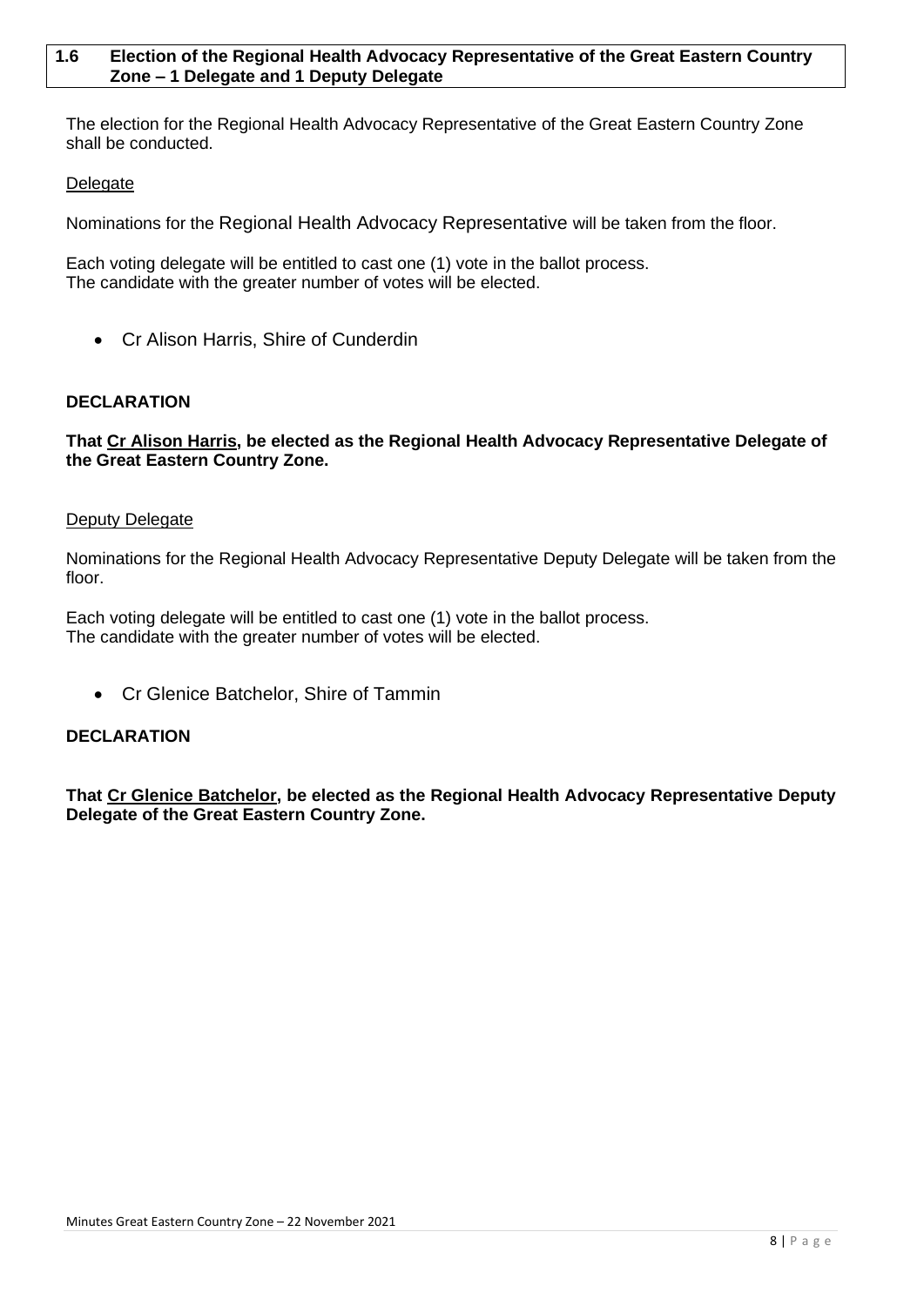## 1.6 Election of the Regional Health Advocacy Representative of the Great Eastern Country Zone – 1 Delegate and 1 Deputy Delegate

The election for the Regional Health Advocacy Representative of the Great Eastern Country Zone shall be conducted.

Delegate

Nominations for the Regional Health Advocacy Representative will be taken from the floor.

Each voting delegate will be entitled to cast one (1) vote in the ballot process.
The candidate with the greater number of votes will be elected.

- Cr Alison Harris, Shire of Cunderdin

**DECLARATION**

**That Cr Alison Harris, be elected as the Regional Health Advocacy Representative Delegate of the Great Eastern Country Zone.**

Deputy Delegate

Nominations for the Regional Health Advocacy Representative Deputy Delegate will be taken from the floor.

Each voting delegate will be entitled to cast one (1) vote in the ballot process.
The candidate with the greater number of votes will be elected.

- Cr Glenice Batchelor, Shire of Tammin

**DECLARATION**

**That Cr Glenice Batchelor, be elected as the Regional Health Advocacy Representative Deputy Delegate of the Great Eastern Country Zone.**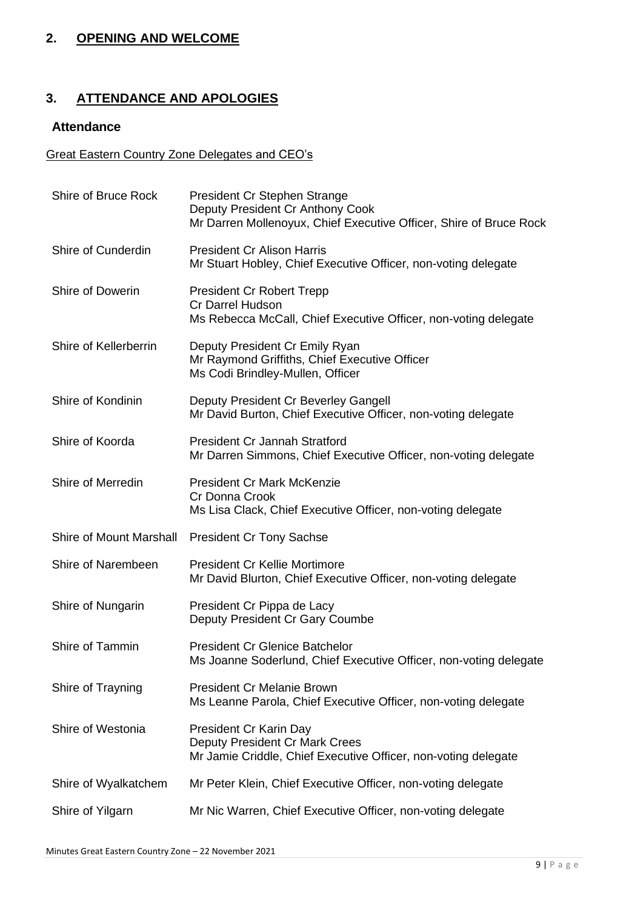## 2. OPENING AND WELCOME

## 3. ATTENDANCE AND APOLOGIES

### Attendance

Great Eastern Country Zone Delegates and CEO's

| | |
|---|---|
| Shire of Bruce Rock | President Cr Stephen Strange<br>Deputy President Cr Anthony Cook<br>Mr Darren Mollenoyux, Chief Executive Officer, Shire of Bruce Rock |
| Shire of Cunderdin | President Cr Alison Harris<br>Mr Stuart Hobley, Chief Executive Officer, non-voting delegate |
| Shire of Dowerin | President Cr Robert Trepp<br>Cr Darrel Hudson<br>Ms Rebecca McCall, Chief Executive Officer, non-voting delegate |
| Shire of Kellerberrin | Deputy President Cr Emily Ryan<br>Mr Raymond Griffiths, Chief Executive Officer<br>Ms Codi Brindley-Mullen, Officer |
| Shire of Kondinin | Deputy President Cr Beverley Gangell<br>Mr David Burton, Chief Executive Officer, non-voting delegate |
| Shire of Koorda | President Cr Jannah Stratford<br>Mr Darren Simmons, Chief Executive Officer, non-voting delegate |
| Shire of Merredin | President Cr Mark McKenzie<br>Cr Donna Crook<br>Ms Lisa Clack, Chief Executive Officer, non-voting delegate |
| Shire of Mount Marshall | President Cr Tony Sachse |
| Shire of Narembeen | President Cr Kellie Mortimore<br>Mr David Blurton, Chief Executive Officer, non-voting delegate |
| Shire of Nungarin | President Cr Pippa de Lacy<br>Deputy President Cr Gary Coumbe |
| Shire of Tammin | President Cr Glenice Batchelor<br>Ms Joanne Soderlund, Chief Executive Officer, non-voting delegate |
| Shire of Trayning | President Cr Melanie Brown<br>Ms Leanne Parola, Chief Executive Officer, non-voting delegate |
| Shire of Westonia | President Cr Karin Day<br>Deputy President Cr Mark Crees<br>Mr Jamie Criddle, Chief Executive Officer, non-voting delegate |
| Shire of Wyalkatchem | Mr Peter Klein, Chief Executive Officer, non-voting delegate |
| Shire of Yilgarn | Mr Nic Warren, Chief Executive Officer, non-voting delegate |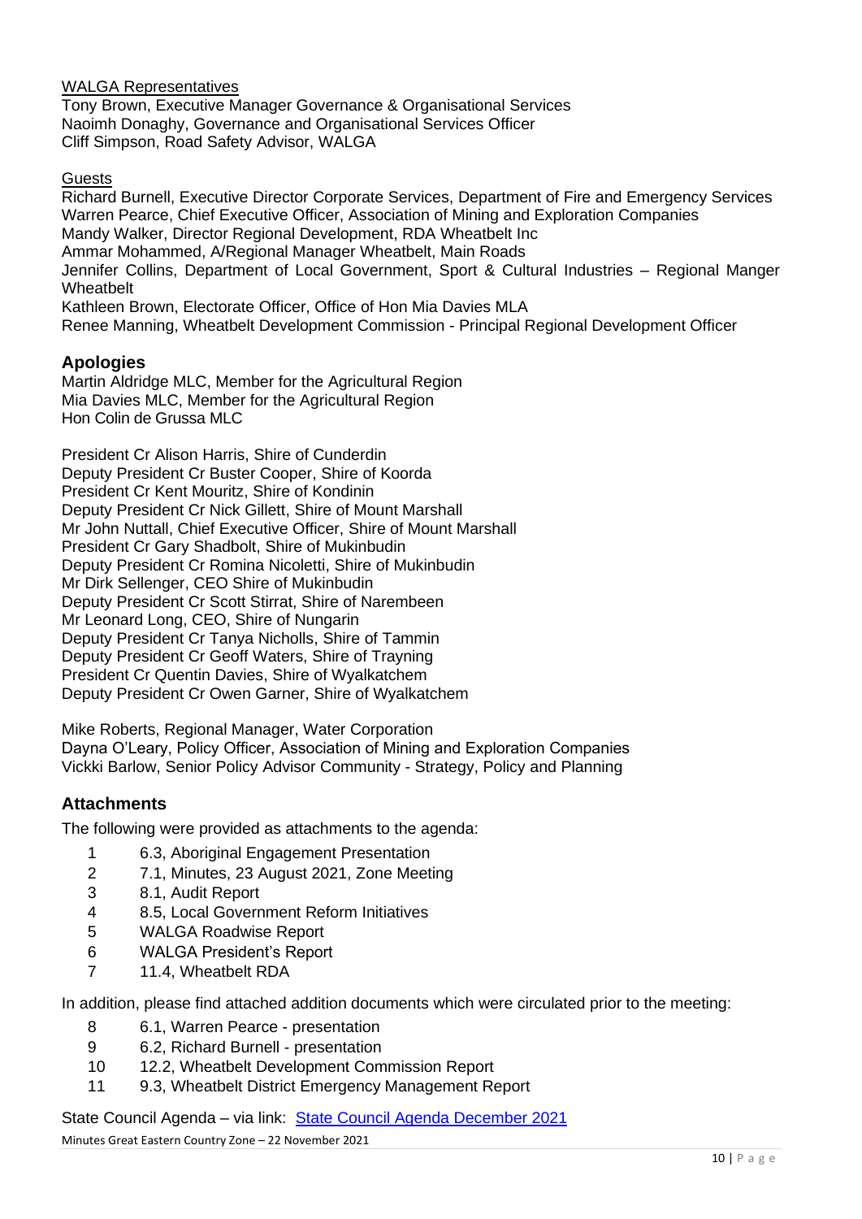<u>WALGA Representatives</u>

Tony Brown, Executive Manager Governance & Organisational Services
Naoimh Donaghy, Governance and Organisational Services Officer
Cliff Simpson, Road Safety Advisor, WALGA

<u>Guests</u>

Richard Burnell, Executive Director Corporate Services, Department of Fire and Emergency Services
Warren Pearce, Chief Executive Officer, Association of Mining and Exploration Companies
Mandy Walker, Director Regional Development, RDA Wheatbelt Inc
Ammar Mohammed, A/Regional Manager Wheatbelt, Main Roads
Jennifer Collins, Department of Local Government, Sport & Cultural Industries – Regional Manger Wheatbelt
Kathleen Brown, Electorate Officer, Office of Hon Mia Davies MLA
Renee Manning, Wheatbelt Development Commission - Principal Regional Development Officer

## Apologies

Martin Aldridge MLC, Member for the Agricultural Region
Mia Davies MLC, Member for the Agricultural Region
Hon Colin de Grussa MLC

President Cr Alison Harris, Shire of Cunderdin
Deputy President Cr Buster Cooper, Shire of Koorda
President Cr Kent Mouritz, Shire of Kondinin
Deputy President Cr Nick Gillett, Shire of Mount Marshall
Mr John Nuttall, Chief Executive Officer, Shire of Mount Marshall
President Cr Gary Shadbolt, Shire of Mukinbudin
Deputy President Cr Romina Nicoletti, Shire of Mukinbudin
Mr Dirk Sellenger, CEO Shire of Mukinbudin
Deputy President Cr Scott Stirrat, Shire of Narembeen
Mr Leonard Long, CEO, Shire of Nungarin
Deputy President Cr Tanya Nicholls, Shire of Tammin
Deputy President Cr Geoff Waters, Shire of Trayning
President Cr Quentin Davies, Shire of Wyalkatchem
Deputy President Cr Owen Garner, Shire of Wyalkatchem

Mike Roberts, Regional Manager, Water Corporation
Dayna O'Leary, Policy Officer, Association of Mining and Exploration Companies
Vickki Barlow, Senior Policy Advisor Community - Strategy, Policy and Planning

## Attachments

The following were provided as attachments to the agenda:

1. 6.3, Aboriginal Engagement Presentation
2. 7.1, Minutes, 23 August 2021, Zone Meeting
3. 8.1, Audit Report
4. 8.5, Local Government Reform Initiatives
5. WALGA Roadwise Report
6. WALGA President's Report
7. 11.4, Wheatbelt RDA

In addition, please find attached addition documents which were circulated prior to the meeting:

8. 6.1, Warren Pearce - presentation
9. 6.2, Richard Burnell - presentation
10. 12.2, Wheatbelt Development Commission Report
11. 9.3, Wheatbelt District Emergency Management Report

State Council Agenda – via link: [State Council Agenda December 2021]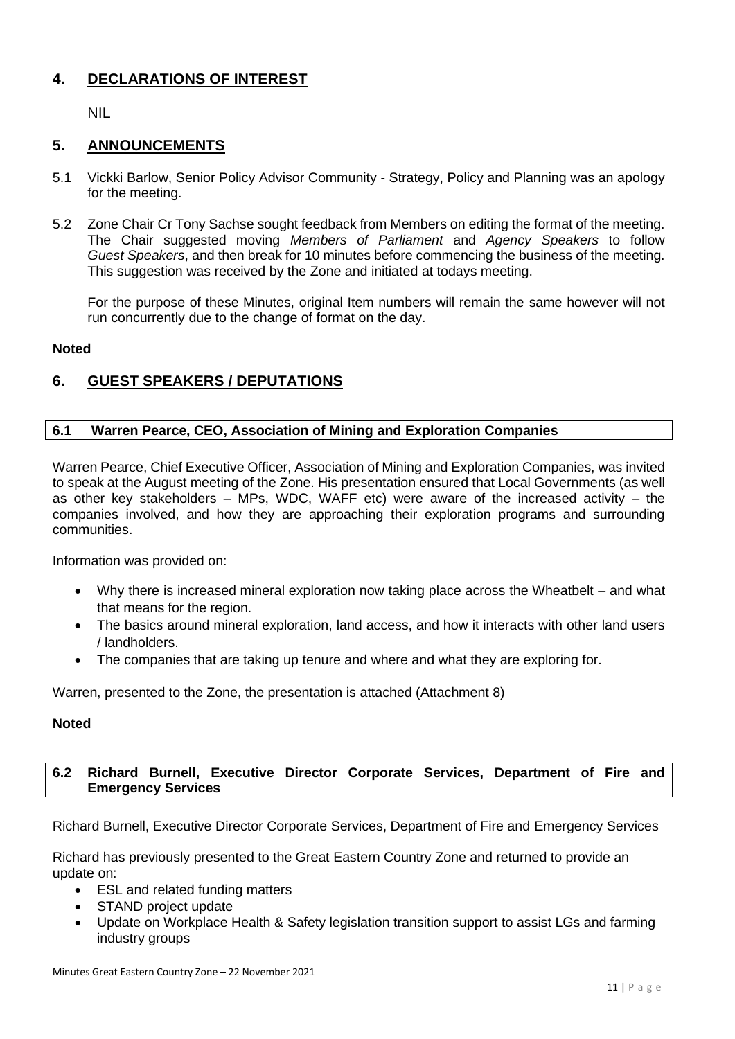## 4. DECLARATIONS OF INTEREST

NIL

## 5. ANNOUNCEMENTS

5.1 Vickki Barlow, Senior Policy Advisor Community - Strategy, Policy and Planning was an apology for the meeting.

5.2 Zone Chair Cr Tony Sachse sought feedback from Members on editing the format of the meeting. The Chair suggested moving *Members of Parliament* and *Agency Speakers* to follow *Guest Speakers*, and then break for 10 minutes before commencing the business of the meeting. This suggestion was received by the Zone and initiated at todays meeting.

For the purpose of these Minutes, original Item numbers will remain the same however will not run concurrently due to the change of format on the day.

**Noted**

## 6. GUEST SPEAKERS / DEPUTATIONS

### 6.1 Warren Pearce, CEO, Association of Mining and Exploration Companies

Warren Pearce, Chief Executive Officer, Association of Mining and Exploration Companies, was invited to speak at the August meeting of the Zone. His presentation ensured that Local Governments (as well as other key stakeholders – MPs, WDC, WAFF etc) were aware of the increased activity – the companies involved, and how they are approaching their exploration programs and surrounding communities.

Information was provided on:

- Why there is increased mineral exploration now taking place across the Wheatbelt – and what that means for the region.
- The basics around mineral exploration, land access, and how it interacts with other land users / landholders.
- The companies that are taking up tenure and where and what they are exploring for.

Warren, presented to the Zone, the presentation is attached (Attachment 8)

**Noted**

### 6.2 Richard Burnell, Executive Director Corporate Services, Department of Fire and Emergency Services

Richard Burnell, Executive Director Corporate Services, Department of Fire and Emergency Services

Richard has previously presented to the Great Eastern Country Zone and returned to provide an update on:

- ESL and related funding matters
- STAND project update
- Update on Workplace Health & Safety legislation transition support to assist LGs and farming industry groups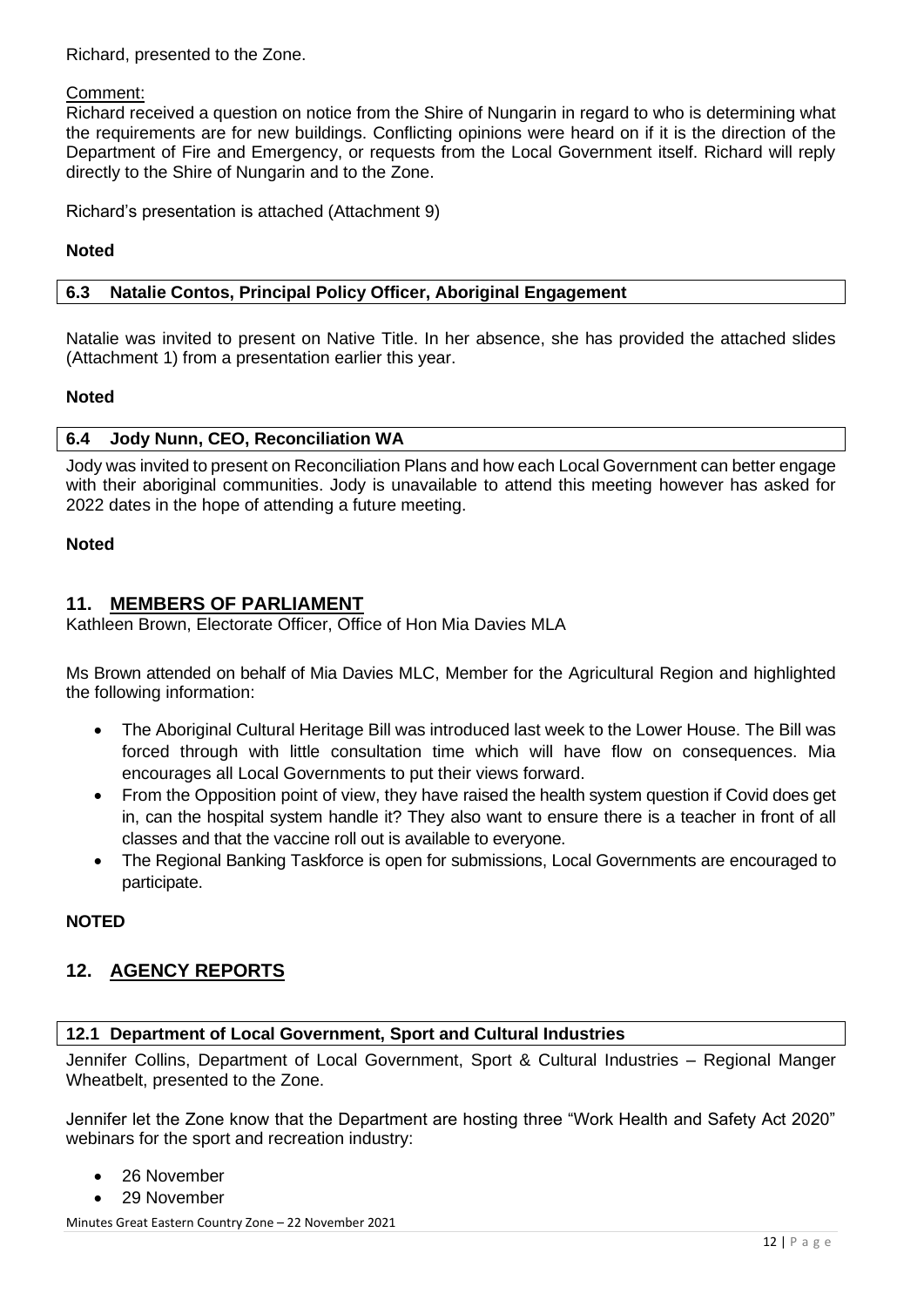Richard, presented to the Zone.

Comment:

Richard received a question on notice from the Shire of Nungarin in regard to who is determining what the requirements are for new buildings. Conflicting opinions were heard on if it is the direction of the Department of Fire and Emergency, or requests from the Local Government itself. Richard will reply directly to the Shire of Nungarin and to the Zone.

Richard's presentation is attached (Attachment 9)

**Noted**

### 6.3 Natalie Contos, Principal Policy Officer, Aboriginal Engagement

Natalie was invited to present on Native Title. In her absence, she has provided the attached slides (Attachment 1) from a presentation earlier this year.

**Noted**

### 6.4 Jody Nunn, CEO, Reconciliation WA

Jody was invited to present on Reconciliation Plans and how each Local Government can better engage with their aboriginal communities. Jody is unavailable to attend this meeting however has asked for 2022 dates in the hope of attending a future meeting.

**Noted**

## 11. MEMBERS OF PARLIAMENT

Kathleen Brown, Electorate Officer, Office of Hon Mia Davies MLA

Ms Brown attended on behalf of Mia Davies MLC, Member for the Agricultural Region and highlighted the following information:

- The Aboriginal Cultural Heritage Bill was introduced last week to the Lower House. The Bill was forced through with little consultation time which will have flow on consequences. Mia encourages all Local Governments to put their views forward.
- From the Opposition point of view, they have raised the health system question if Covid does get in, can the hospital system handle it? They also want to ensure there is a teacher in front of all classes and that the vaccine roll out is available to everyone.
- The Regional Banking Taskforce is open for submissions, Local Governments are encouraged to participate.

**NOTED**

## 12. AGENCY REPORTS

### 12.1 Department of Local Government, Sport and Cultural Industries

Jennifer Collins, Department of Local Government, Sport & Cultural Industries – Regional Manger Wheatbelt, presented to the Zone.

Jennifer let the Zone know that the Department are hosting three "Work Health and Safety Act 2020" webinars for the sport and recreation industry:

- 26 November
- 29 November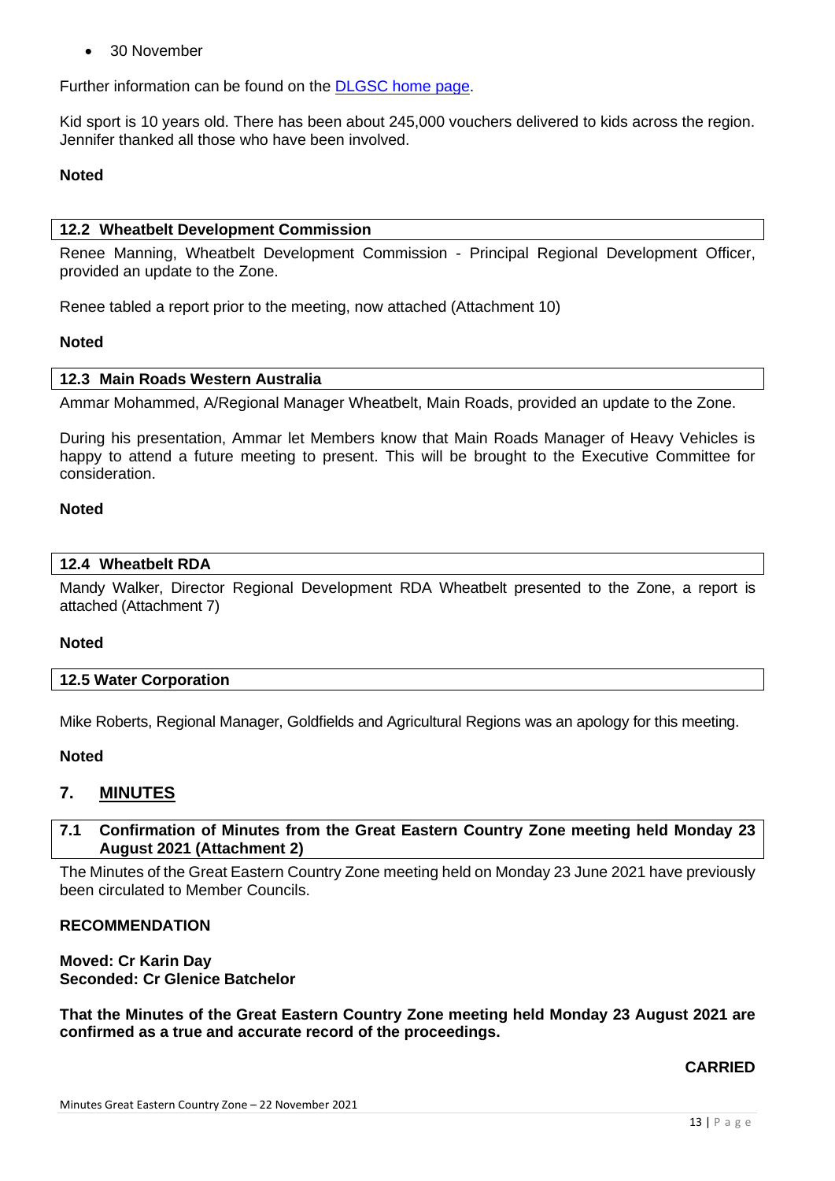- 30 November

Further information can be found on the [DLGSC home page](#).

Kid sport is 10 years old. There has been about 245,000 vouchers delivered to kids across the region. Jennifer thanked all those who have been involved.

**Noted**

### 12.2 Wheatbelt Development Commission

Renee Manning, Wheatbelt Development Commission - Principal Regional Development Officer, provided an update to the Zone.

Renee tabled a report prior to the meeting, now attached (Attachment 10)

**Noted**

### 12.3 Main Roads Western Australia

Ammar Mohammed, A/Regional Manager Wheatbelt, Main Roads, provided an update to the Zone.

During his presentation, Ammar let Members know that Main Roads Manager of Heavy Vehicles is happy to attend a future meeting to present. This will be brought to the Executive Committee for consideration.

**Noted**

### 12.4 Wheatbelt RDA

Mandy Walker, Director Regional Development RDA Wheatbelt presented to the Zone, a report is attached (Attachment 7)

**Noted**

### 12.5 Water Corporation

Mike Roberts, Regional Manager, Goldfields and Agricultural Regions was an apology for this meeting.

**Noted**

## 7. MINUTES

### 7.1 Confirmation of Minutes from the Great Eastern Country Zone meeting held Monday 23 August 2021 (Attachment 2)

The Minutes of the Great Eastern Country Zone meeting held on Monday 23 June 2021 have previously been circulated to Member Councils.

**RECOMMENDATION**

**Moved: Cr Karin Day**
**Seconded: Cr Glenice Batchelor**

**That the Minutes of the Great Eastern Country Zone meeting held Monday 23 August 2021 are confirmed as a true and accurate record of the proceedings.**

**CARRIED**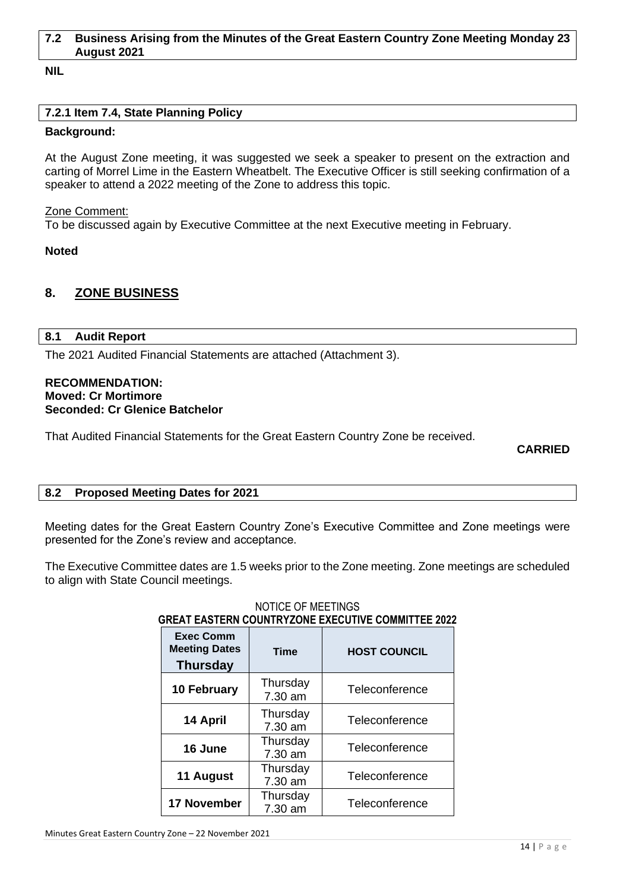### 7.2 Business Arising from the Minutes of the Great Eastern Country Zone Meeting Monday 23 August 2021

**NIL**

### 7.2.1 Item 7.4, State Planning Policy

**Background:**

At the August Zone meeting, it was suggested we seek a speaker to present on the extraction and carting of Morrel Lime in the Eastern Wheatbelt. The Executive Officer is still seeking confirmation of a speaker to attend a 2022 meeting of the Zone to address this topic.

Zone Comment:
To be discussed again by Executive Committee at the next Executive meeting in February.

**Noted**

## 8. ZONE BUSINESS

### 8.1 Audit Report

The 2021 Audited Financial Statements are attached (Attachment 3).

**RECOMMENDATION:**
**Moved: Cr Mortimore**
**Seconded: Cr Glenice Batchelor**

That Audited Financial Statements for the Great Eastern Country Zone be received.

**CARRIED**

### 8.2 Proposed Meeting Dates for 2021

Meeting dates for the Great Eastern Country Zone's Executive Committee and Zone meetings were presented for the Zone's review and acceptance.

The Executive Committee dates are 1.5 weeks prior to the Zone meeting. Zone meetings are scheduled to align with State Council meetings.

NOTICE OF MEETINGS
**GREAT EASTERN COUNTRYZONE EXECUTIVE COMMITTEE 2022**

| Exec Comm Meeting Dates Thursday | Time | HOST COUNCIL |
|---|---|---|
| 10 February | Thursday 7.30 am | Teleconference |
| 14 April | Thursday 7.30 am | Teleconference |
| 16 June | Thursday 7.30 am | Teleconference |
| 11 August | Thursday 7.30 am | Teleconference |
| 17 November | Thursday 7.30 am | Teleconference |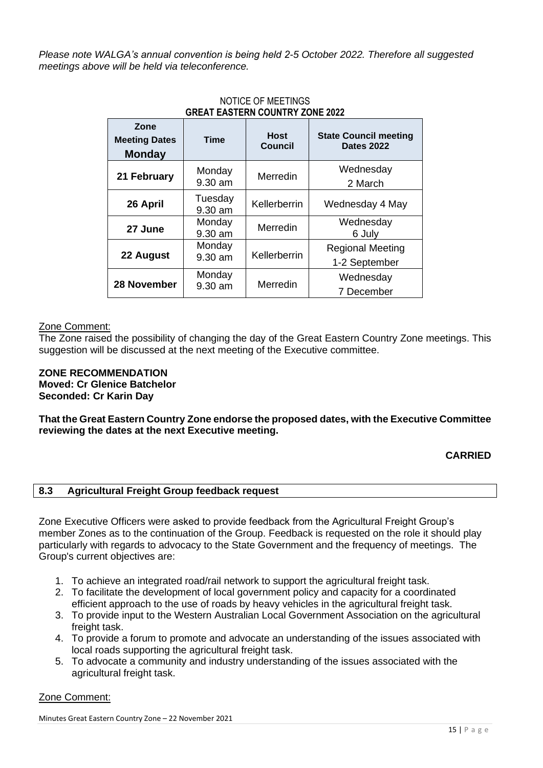*Please note WALGA's annual convention is being held 2-5 October 2022. Therefore all suggested meetings above will be held via teleconference.*

NOTICE OF MEETINGS
**GREAT EASTERN COUNTRY ZONE 2022**

| Zone Meeting Dates **Monday** | Time | Host Council | State Council meeting Dates 2022 |
|---|---|---|---|
| **21 February** | Monday 9.30 am | Merredin | Wednesday 2 March |
| **26 April** | Tuesday 9.30 am | Kellerberrin | Wednesday 4 May |
| **27 June** | Monday 9.30 am | Merredin | Wednesday 6 July |
| **22 August** | Monday 9.30 am | Kellerberrin | Regional Meeting 1-2 September |
| **28 November** | Monday 9.30 am | Merredin | Wednesday 7 December |

Zone Comment:
The Zone raised the possibility of changing the day of the Great Eastern Country Zone meetings. This suggestion will be discussed at the next meeting of the Executive committee.

**ZONE RECOMMENDATION**
**Moved: Cr Glenice Batchelor**
**Seconded: Cr Karin Day**

**That the Great Eastern Country Zone endorse the proposed dates, with the Executive Committee reviewing the dates at the next Executive meeting.**

**CARRIED**

## 8.3 Agricultural Freight Group feedback request

Zone Executive Officers were asked to provide feedback from the Agricultural Freight Group's member Zones as to the continuation of the Group. Feedback is requested on the role it should play particularly with regards to advocacy to the State Government and the frequency of meetings. The Group's current objectives are:

1. To achieve an integrated road/rail network to support the agricultural freight task.
2. To facilitate the development of local government policy and capacity for a coordinated efficient approach to the use of roads by heavy vehicles in the agricultural freight task.
3. To provide input to the Western Australian Local Government Association on the agricultural freight task.
4. To provide a forum to promote and advocate an understanding of the issues associated with local roads supporting the agricultural freight task.
5. To advocate a community and industry understanding of the issues associated with the agricultural freight task.

Zone Comment: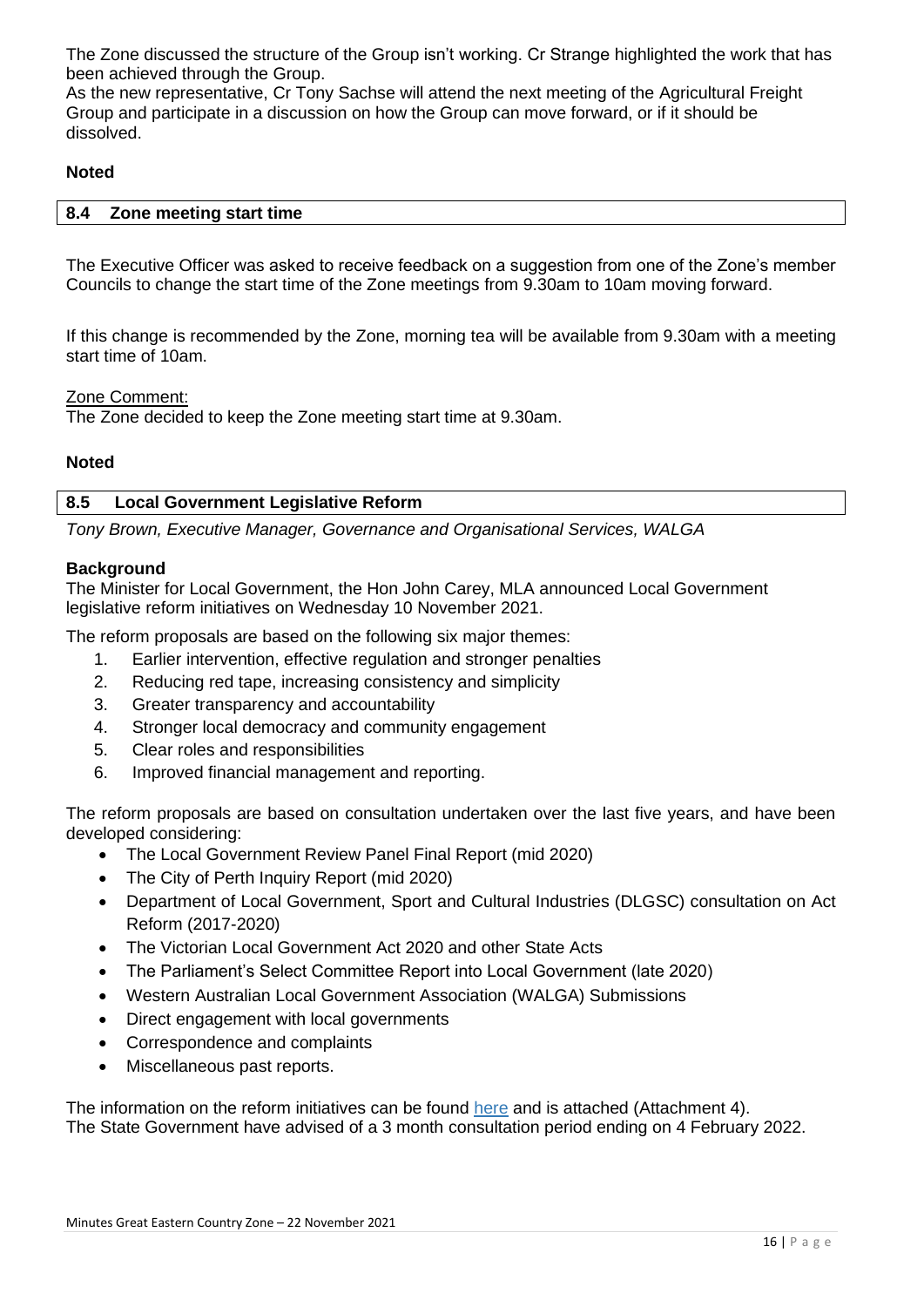The Zone discussed the structure of the Group isn't working. Cr Strange highlighted the work that has been achieved through the Group.
As the new representative, Cr Tony Sachse will attend the next meeting of the Agricultural Freight Group and participate in a discussion on how the Group can move forward, or if it should be dissolved.

**Noted**

## 8.4 Zone meeting start time

The Executive Officer was asked to receive feedback on a suggestion from one of the Zone's member Councils to change the start time of the Zone meetings from 9.30am to 10am moving forward.

If this change is recommended by the Zone, morning tea will be available from 9.30am with a meeting start time of 10am.

Zone Comment:
The Zone decided to keep the Zone meeting start time at 9.30am.

**Noted**

## 8.5 Local Government Legislative Reform

*Tony Brown, Executive Manager, Governance and Organisational Services, WALGA*

**Background**
The Minister for Local Government, the Hon John Carey, MLA announced Local Government legislative reform initiatives on Wednesday 10 November 2021.

The reform proposals are based on the following six major themes:

1. Earlier intervention, effective regulation and stronger penalties
2. Reducing red tape, increasing consistency and simplicity
3. Greater transparency and accountability
4. Stronger local democracy and community engagement
5. Clear roles and responsibilities
6. Improved financial management and reporting.

The reform proposals are based on consultation undertaken over the last five years, and have been developed considering:

- The Local Government Review Panel Final Report (mid 2020)
- The City of Perth Inquiry Report (mid 2020)
- Department of Local Government, Sport and Cultural Industries (DLGSC) consultation on Act Reform (2017-2020)
- The Victorian Local Government Act 2020 and other State Acts
- The Parliament's Select Committee Report into Local Government (late 2020)
- Western Australian Local Government Association (WALGA) Submissions
- Direct engagement with local governments
- Correspondence and complaints
- Miscellaneous past reports.

The information on the reform initiatives can be found here and is attached (Attachment 4).
The State Government have advised of a 3 month consultation period ending on 4 February 2022.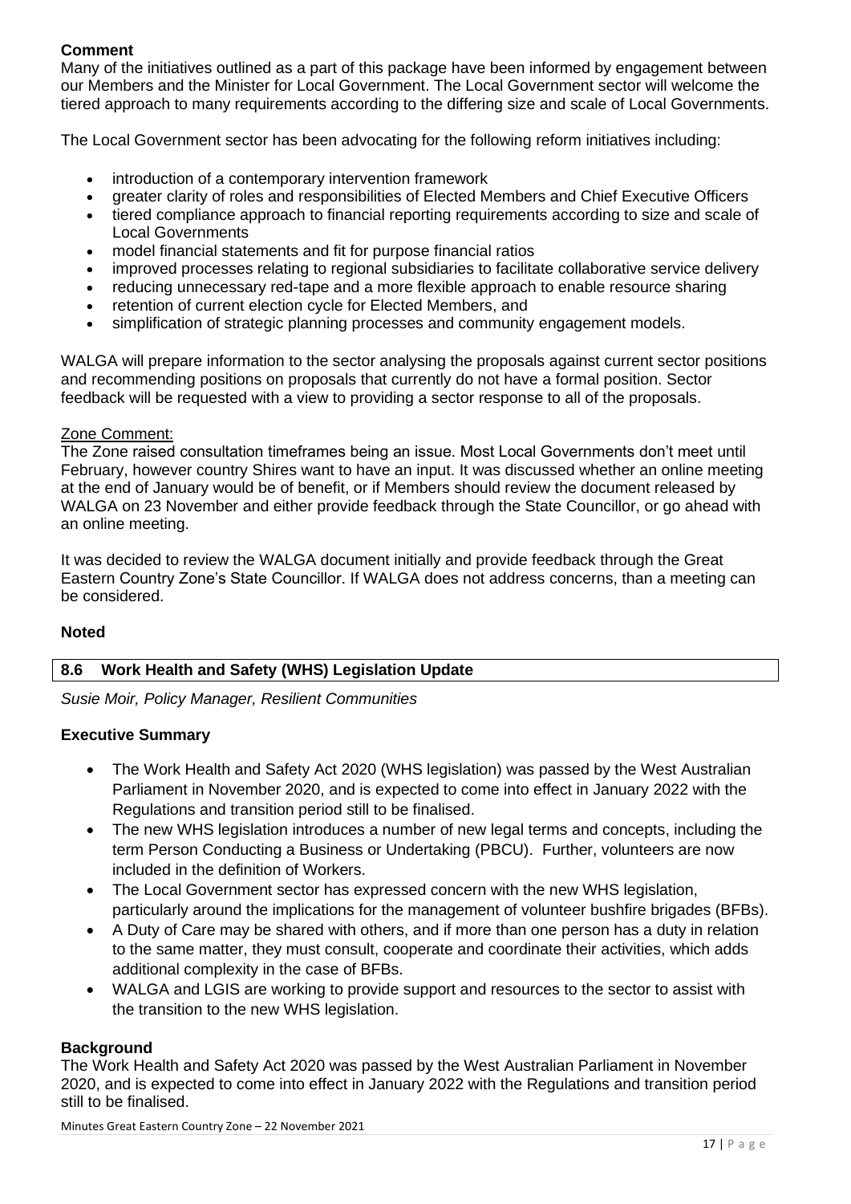**Comment**

Many of the initiatives outlined as a part of this package have been informed by engagement between our Members and the Minister for Local Government. The Local Government sector will welcome the tiered approach to many requirements according to the differing size and scale of Local Governments.

The Local Government sector has been advocating for the following reform initiatives including:

- introduction of a contemporary intervention framework
- greater clarity of roles and responsibilities of Elected Members and Chief Executive Officers
- tiered compliance approach to financial reporting requirements according to size and scale of Local Governments
- model financial statements and fit for purpose financial ratios
- improved processes relating to regional subsidiaries to facilitate collaborative service delivery
- reducing unnecessary red-tape and a more flexible approach to enable resource sharing
- retention of current election cycle for Elected Members, and
- simplification of strategic planning processes and community engagement models.

WALGA will prepare information to the sector analysing the proposals against current sector positions and recommending positions on proposals that currently do not have a formal position. Sector feedback will be requested with a view to providing a sector response to all of the proposals.

Zone Comment:

The Zone raised consultation timeframes being an issue. Most Local Governments don't meet until February, however country Shires want to have an input. It was discussed whether an online meeting at the end of January would be of benefit, or if Members should review the document released by WALGA on 23 November and either provide feedback through the State Councillor, or go ahead with an online meeting.

It was decided to review the WALGA document initially and provide feedback through the Great Eastern Country Zone's State Councillor. If WALGA does not address concerns, than a meeting can be considered.

**Noted**

## 8.6 Work Health and Safety (WHS) Legislation Update

*Susie Moir, Policy Manager, Resilient Communities*

**Executive Summary**

- The Work Health and Safety Act 2020 (WHS legislation) was passed by the West Australian Parliament in November 2020, and is expected to come into effect in January 2022 with the Regulations and transition period still to be finalised.
- The new WHS legislation introduces a number of new legal terms and concepts, including the term Person Conducting a Business or Undertaking (PBCU). Further, volunteers are now included in the definition of Workers.
- The Local Government sector has expressed concern with the new WHS legislation, particularly around the implications for the management of volunteer bushfire brigades (BFBs).
- A Duty of Care may be shared with others, and if more than one person has a duty in relation to the same matter, they must consult, cooperate and coordinate their activities, which adds additional complexity in the case of BFBs.
- WALGA and LGIS are working to provide support and resources to the sector to assist with the transition to the new WHS legislation.

**Background**

The Work Health and Safety Act 2020 was passed by the West Australian Parliament in November 2020, and is expected to come into effect in January 2022 with the Regulations and transition period still to be finalised.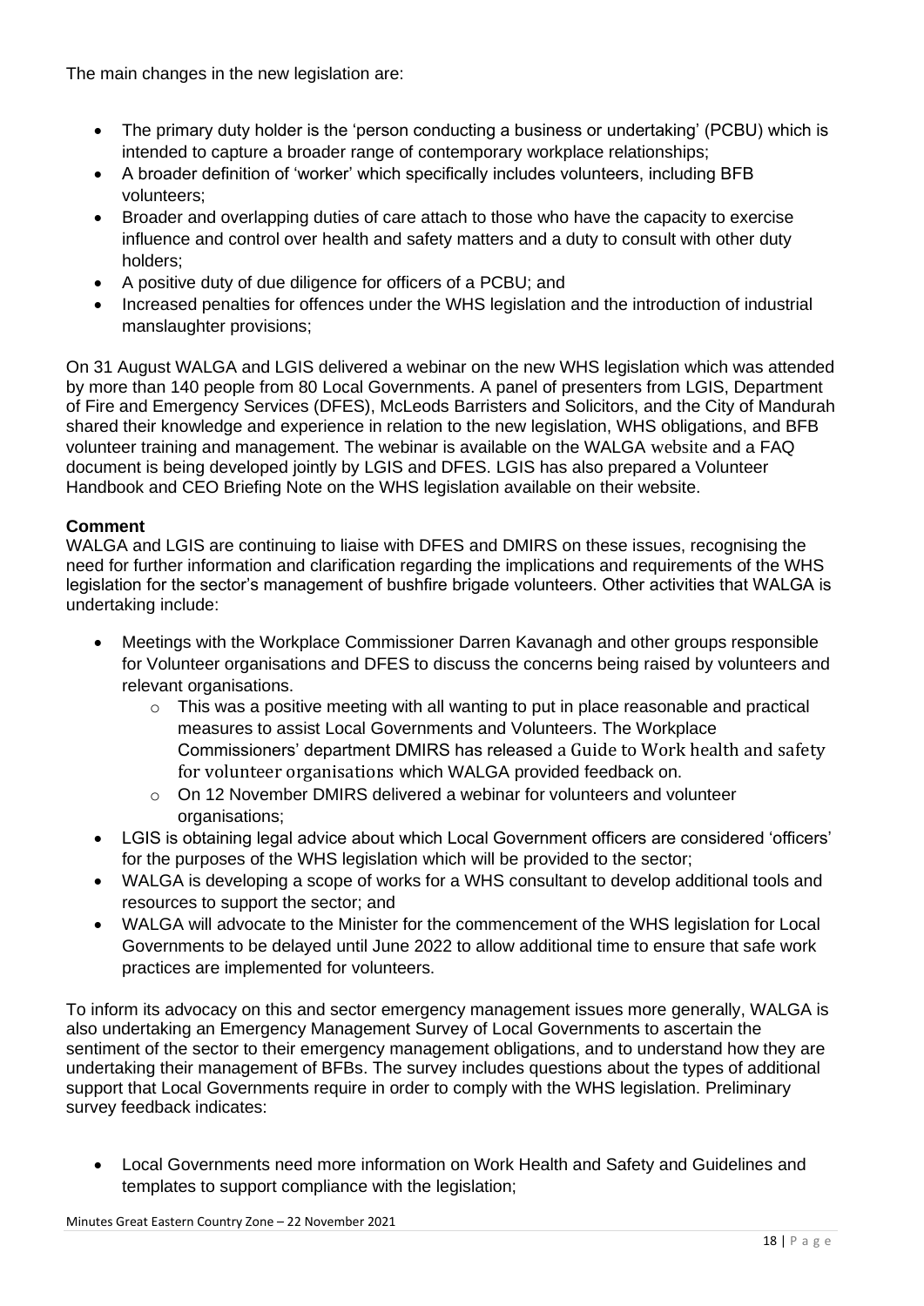The main changes in the new legislation are:

- The primary duty holder is the 'person conducting a business or undertaking' (PCBU) which is intended to capture a broader range of contemporary workplace relationships;
- A broader definition of 'worker' which specifically includes volunteers, including BFB volunteers;
- Broader and overlapping duties of care attach to those who have the capacity to exercise influence and control over health and safety matters and a duty to consult with other duty holders;
- A positive duty of due diligence for officers of a PCBU; and
- Increased penalties for offences under the WHS legislation and the introduction of industrial manslaughter provisions;

On 31 August WALGA and LGIS delivered a webinar on the new WHS legislation which was attended by more than 140 people from 80 Local Governments. A panel of presenters from LGIS, Department of Fire and Emergency Services (DFES), McLeods Barristers and Solicitors, and the City of Mandurah shared their knowledge and experience in relation to the new legislation, WHS obligations, and BFB volunteer training and management. The webinar is available on the WALGA website and a FAQ document is being developed jointly by LGIS and DFES. LGIS has also prepared a Volunteer Handbook and CEO Briefing Note on the WHS legislation available on their website.

**Comment**

WALGA and LGIS are continuing to liaise with DFES and DMIRS on these issues, recognising the need for further information and clarification regarding the implications and requirements of the WHS legislation for the sector's management of bushfire brigade volunteers. Other activities that WALGA is undertaking include:

- Meetings with the Workplace Commissioner Darren Kavanagh and other groups responsible for Volunteer organisations and DFES to discuss the concerns being raised by volunteers and relevant organisations.
  - This was a positive meeting with all wanting to put in place reasonable and practical measures to assist Local Governments and Volunteers. The Workplace Commissioners' department DMIRS has released a Guide to Work health and safety for volunteer organisations which WALGA provided feedback on.
  - On 12 November DMIRS delivered a webinar for volunteers and volunteer organisations;
- LGIS is obtaining legal advice about which Local Government officers are considered 'officers' for the purposes of the WHS legislation which will be provided to the sector;
- WALGA is developing a scope of works for a WHS consultant to develop additional tools and resources to support the sector; and
- WALGA will advocate to the Minister for the commencement of the WHS legislation for Local Governments to be delayed until June 2022 to allow additional time to ensure that safe work practices are implemented for volunteers.

To inform its advocacy on this and sector emergency management issues more generally, WALGA is also undertaking an Emergency Management Survey of Local Governments to ascertain the sentiment of the sector to their emergency management obligations, and to understand how they are undertaking their management of BFBs. The survey includes questions about the types of additional support that Local Governments require in order to comply with the WHS legislation. Preliminary survey feedback indicates:

- Local Governments need more information on Work Health and Safety and Guidelines and templates to support compliance with the legislation;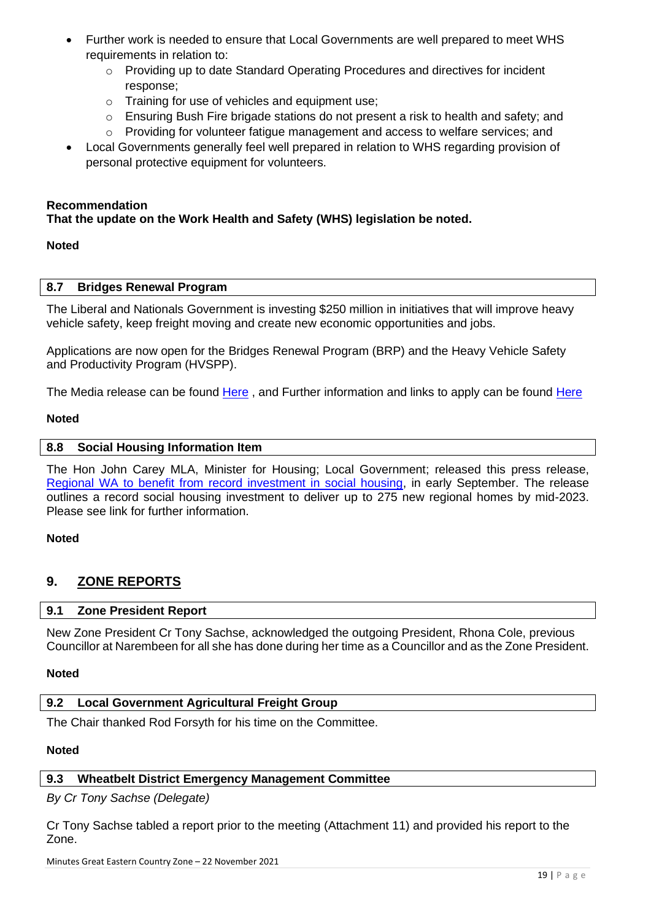- Further work is needed to ensure that Local Governments are well prepared to meet WHS requirements in relation to:
  - Providing up to date Standard Operating Procedures and directives for incident response;
  - Training for use of vehicles and equipment use;
  - Ensuring Bush Fire brigade stations do not present a risk to health and safety; and
  - Providing for volunteer fatigue management and access to welfare services; and
- Local Governments generally feel well prepared in relation to WHS regarding provision of personal protective equipment for volunteers.

**Recommendation**
**That the update on the Work Health and Safety (WHS) legislation be noted.**

**Noted**

### 8.7 Bridges Renewal Program

The Liberal and Nationals Government is investing $250 million in initiatives that will improve heavy vehicle safety, keep freight moving and create new economic opportunities and jobs.

Applications are now open for the Bridges Renewal Program (BRP) and the Heavy Vehicle Safety and Productivity Program (HVSPP).

The Media release can be found Here , and Further information and links to apply can be found Here

**Noted**

### 8.8 Social Housing Information Item

The Hon John Carey MLA, Minister for Housing; Local Government; released this press release, Regional WA to benefit from record investment in social housing, in early September. The release outlines a record social housing investment to deliver up to 275 new regional homes by mid-2023. Please see link for further information.

**Noted**

## 9. ZONE REPORTS

### 9.1 Zone President Report

New Zone President Cr Tony Sachse, acknowledged the outgoing President, Rhona Cole, previous Councillor at Narembeen for all she has done during her time as a Councillor and as the Zone President.

**Noted**

### 9.2 Local Government Agricultural Freight Group

The Chair thanked Rod Forsyth for his time on the Committee.

**Noted**

### 9.3 Wheatbelt District Emergency Management Committee

*By Cr Tony Sachse (Delegate)*

Cr Tony Sachse tabled a report prior to the meeting (Attachment 11) and provided his report to the Zone.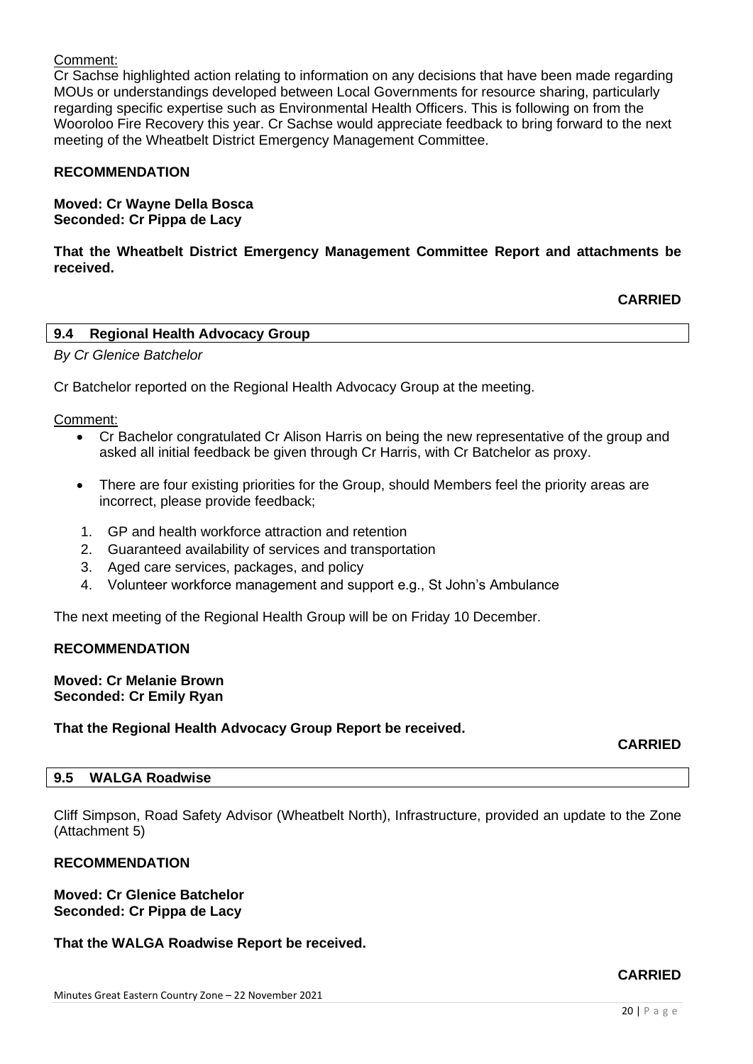Comment:
Cr Sachse highlighted action relating to information on any decisions that have been made regarding MOUs or understandings developed between Local Governments for resource sharing, particularly regarding specific expertise such as Environmental Health Officers. This is following on from the Wooroloo Fire Recovery this year. Cr Sachse would appreciate feedback to bring forward to the next meeting of the Wheatbelt District Emergency Management Committee.

**RECOMMENDATION**

**Moved: Cr Wayne Della Bosca**
**Seconded: Cr Pippa de Lacy**

**That the Wheatbelt District Emergency Management Committee Report and attachments be received.**

**CARRIED**

## 9.4 Regional Health Advocacy Group

*By Cr Glenice Batchelor*

Cr Batchelor reported on the Regional Health Advocacy Group at the meeting.

Comment:

- Cr Bachelor congratulated Cr Alison Harris on being the new representative of the group and asked all initial feedback be given through Cr Harris, with Cr Batchelor as proxy.
- There are four existing priorities for the Group, should Members feel the priority areas are incorrect, please provide feedback;

1. GP and health workforce attraction and retention
2. Guaranteed availability of services and transportation
3. Aged care services, packages, and policy
4. Volunteer workforce management and support e.g., St John's Ambulance

The next meeting of the Regional Health Group will be on Friday 10 December.

**RECOMMENDATION**

**Moved: Cr Melanie Brown**
**Seconded: Cr Emily Ryan**

**That the Regional Health Advocacy Group Report be received.**

**CARRIED**

## 9.5 WALGA Roadwise

Cliff Simpson, Road Safety Advisor (Wheatbelt North), Infrastructure, provided an update to the Zone (Attachment 5)

**RECOMMENDATION**

**Moved: Cr Glenice Batchelor**
**Seconded: Cr Pippa de Lacy**

**That the WALGA Roadwise Report be received.**

**CARRIED**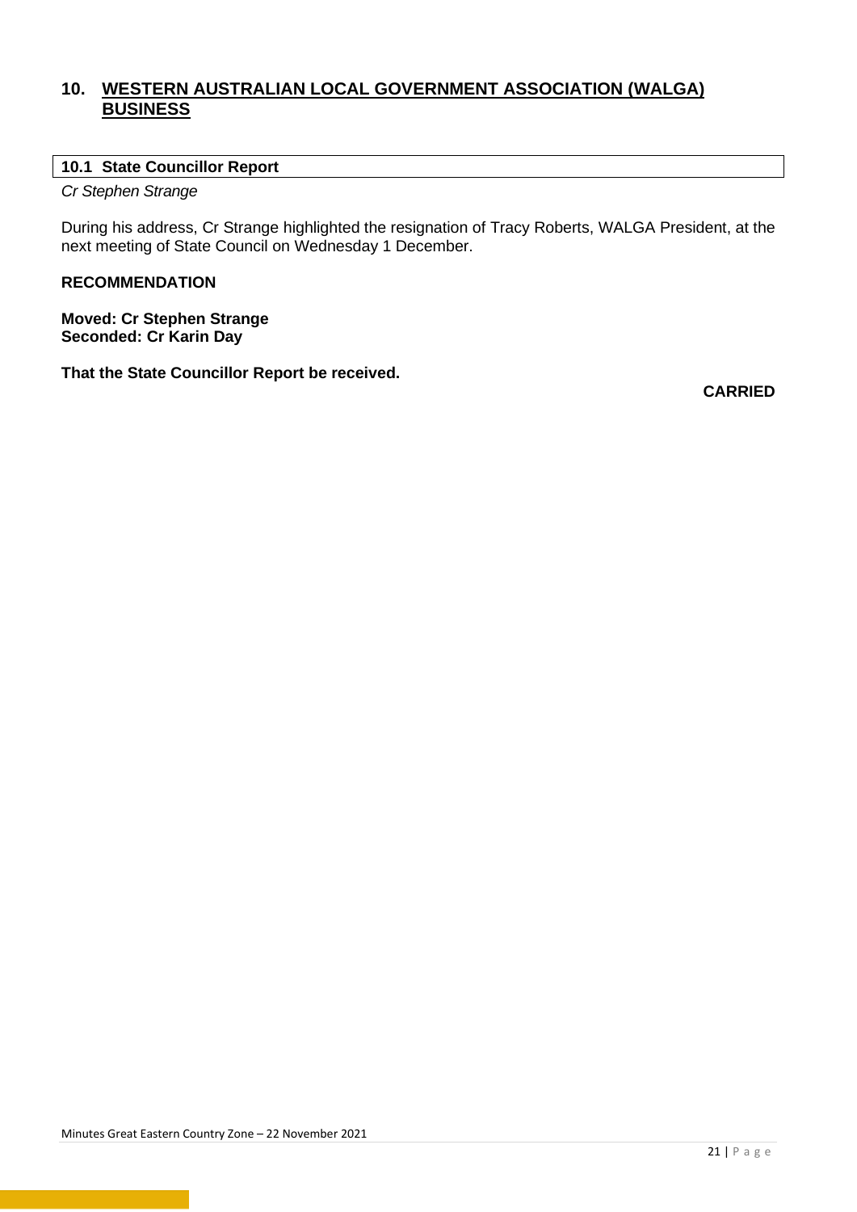## 10. WESTERN AUSTRALIAN LOCAL GOVERNMENT ASSOCIATION (WALGA) BUSINESS

### 10.1 State Councillor Report

*Cr Stephen Strange*

During his address, Cr Strange highlighted the resignation of Tracy Roberts, WALGA President, at the next meeting of State Council on Wednesday 1 December.

**RECOMMENDATION**

**Moved: Cr Stephen Strange**
**Seconded: Cr Karin Day**

**That the State Councillor Report be received.**

**CARRIED**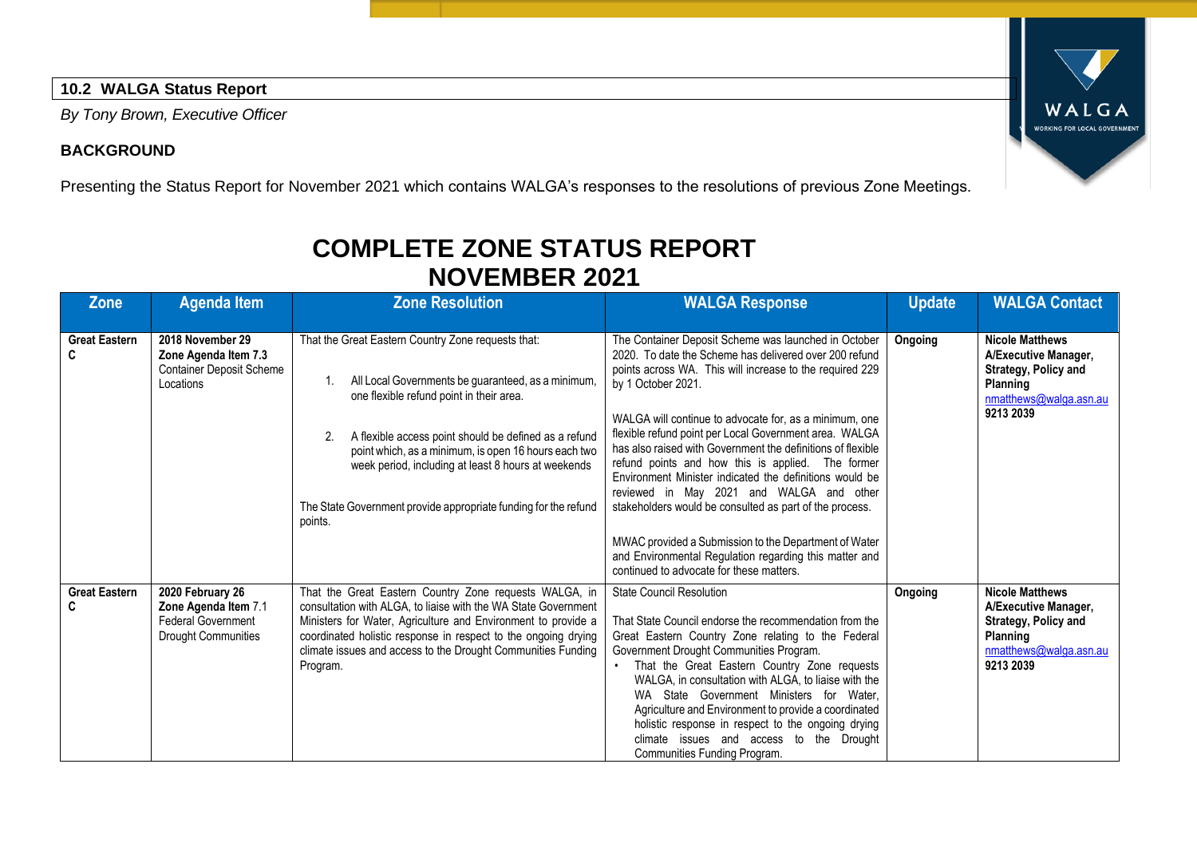## 10.2 WALGA Status Report

*By Tony Brown, Executive Officer*

### BACKGROUND

Presenting the Status Report for November 2021 which contains WALGA's responses to the resolutions of previous Zone Meetings.

# COMPLETE ZONE STATUS REPORT NOVEMBER 2021

| Zone | Agenda Item | Zone Resolution | WALGA Response | Update | WALGA Contact |
|---|---|---|---|---|---|
| **Great Eastern C** | **2018 November 29 Zone Agenda Item 7.3** Container Deposit Scheme Locations | That the Great Eastern Country Zone requests that:<br><br>1. All Local Governments be guaranteed, as a minimum, one flexible refund point in their area.<br><br>2. A flexible access point should be defined as a refund point which, as a minimum, is open 16 hours each two week period, including at least 8 hours at weekends<br><br>The State Government provide appropriate funding for the refund points. | The Container Deposit Scheme was launched in October 2020. To date the Scheme has delivered over 200 refund points across WA. This will increase to the required 229 by 1 October 2021.<br><br>WALGA will continue to advocate for, as a minimum, one flexible refund point per Local Government area. WALGA has also raised with Government the definitions of flexible refund points and how this is applied. The former Environment Minister indicated the definitions would be reviewed in May 2021 and WALGA and other stakeholders would be consulted as part of the process.<br><br>MWAC provided a Submission to the Department of Water and Environmental Regulation regarding this matter and continued to advocate for these matters. | **Ongoing** | **Nicole Matthews A/Executive Manager, Strategy, Policy and Planning** nmatthews@walga.asn.au **9213 2039** |
| **Great Eastern C** | **2020 February 26 Zone Agenda Item** 7.1 Federal Government Drought Communities | That the Great Eastern Country Zone requests WALGA, in consultation with ALGA, to liaise with the WA State Government Ministers for Water, Agriculture and Environment to provide a coordinated holistic response in respect to the ongoing drying climate issues and access to the Drought Communities Funding Program. | State Council Resolution<br><br>That State Council endorse the recommendation from the Great Eastern Country Zone relating to the Federal Government Drought Communities Program.<br>• That the Great Eastern Country Zone requests WALGA, in consultation with ALGA, to liaise with the WA State Government Ministers for Water, Agriculture and Environment to provide a coordinated holistic response in respect to the ongoing drying climate issues and access to the Drought Communities Funding Program. | **Ongoing** | **Nicole Matthews A/Executive Manager, Strategy, Policy and Planning** nmatthews@walga.asn.au **9213 2039** |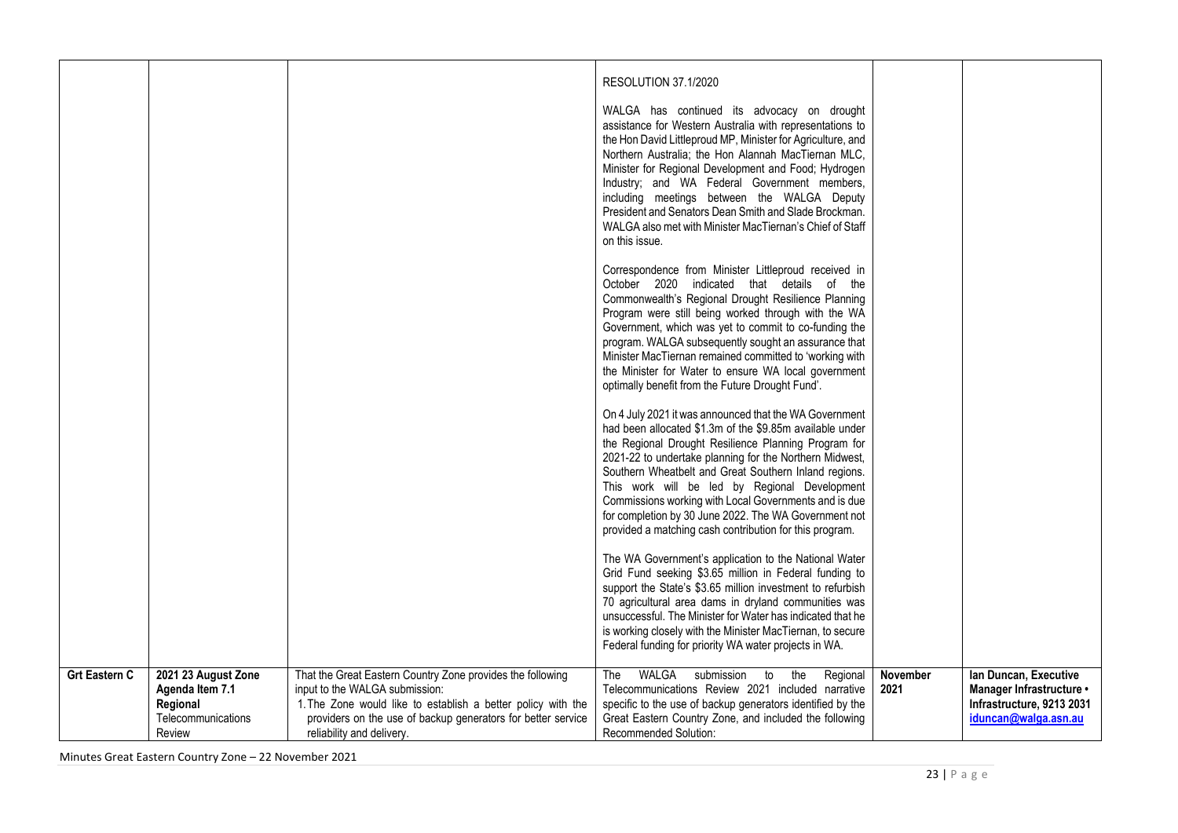| | | | | | |
|---|---|---|---|---|---|
| | | | RESOLUTION 37.1/2020<br><br>WALGA has continued its advocacy on drought assistance for Western Australia with representations to the Hon David Littleproud MP, Minister for Agriculture, and Northern Australia; the Hon Alannah MacTiernan MLC, Minister for Regional Development and Food; Hydrogen Industry; and WA Federal Government members, including meetings between the WALGA Deputy President and Senators Dean Smith and Slade Brockman. WALGA also met with Minister MacTiernan's Chief of Staff on this issue.<br><br>Correspondence from Minister Littleproud received in October 2020 indicated that details of the Commonwealth's Regional Drought Resilience Planning Program were still being worked through with the WA Government, which was yet to commit to co-funding the program. WALGA subsequently sought an assurance that Minister MacTiernan remained committed to 'working with the Minister for Water to ensure WA local government optimally benefit from the Future Drought Fund'.<br><br>On 4 July 2021 it was announced that the WA Government had been allocated \$1.3m of the \$9.85m available under the Regional Drought Resilience Planning Program for 2021-22 to undertake planning for the Northern Midwest, Southern Wheatbelt and Great Southern Inland regions. This work will be led by Regional Development Commissions working with Local Governments and is due for completion by 30 June 2022. The WA Government not provided a matching cash contribution for this program.<br><br>The WA Government's application to the National Water Grid Fund seeking \$3.65 million in Federal funding to support the State's \$3.65 million investment to refurbish 70 agricultural area dams in dryland communities was unsuccessful. The Minister for Water has indicated that he is working closely with the Minister MacTiernan, to secure Federal funding for priority WA water projects in WA. | | |
| **Grt Eastern C** | **2021 23 August Zone Agenda Item 7.1 Regional** Telecommunications Review | That the Great Eastern Country Zone provides the following input to the WALGA submission:<br>1. The Zone would like to establish a better policy with the providers on the use of backup generators for better service reliability and delivery. | The WALGA submission to the Regional Telecommunications Review 2021 included narrative specific to the use of backup generators identified by the Great Eastern Country Zone, and included the following Recommended Solution: | **November 2021** | **Ian Duncan, Executive Manager Infrastructure • Infrastructure, 9213 2031 iduncan@walga.asn.au** |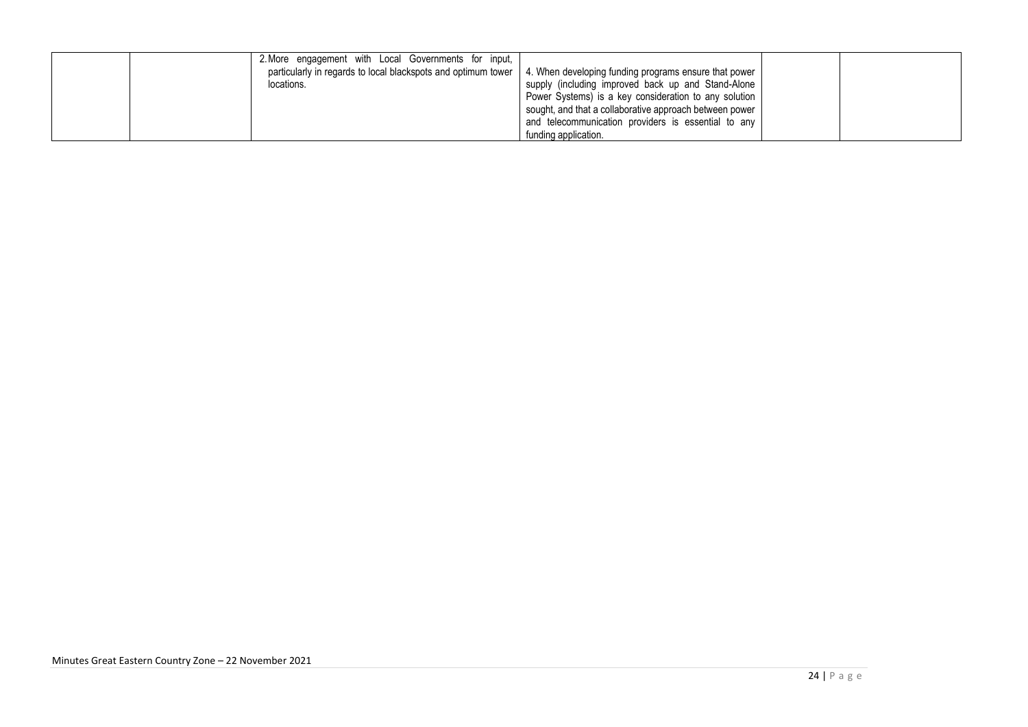| | | | | | |
|---|---|---|---|---|---|
| | | 2. More engagement with Local Governments for input, particularly in regards to local blackspots and optimum tower locations. | 4. When developing funding programs ensure that power supply (including improved back up and Stand-Alone Power Systems) is a key consideration to any solution sought, and that a collaborative approach between power and telecommunication providers is essential to any funding application. | | |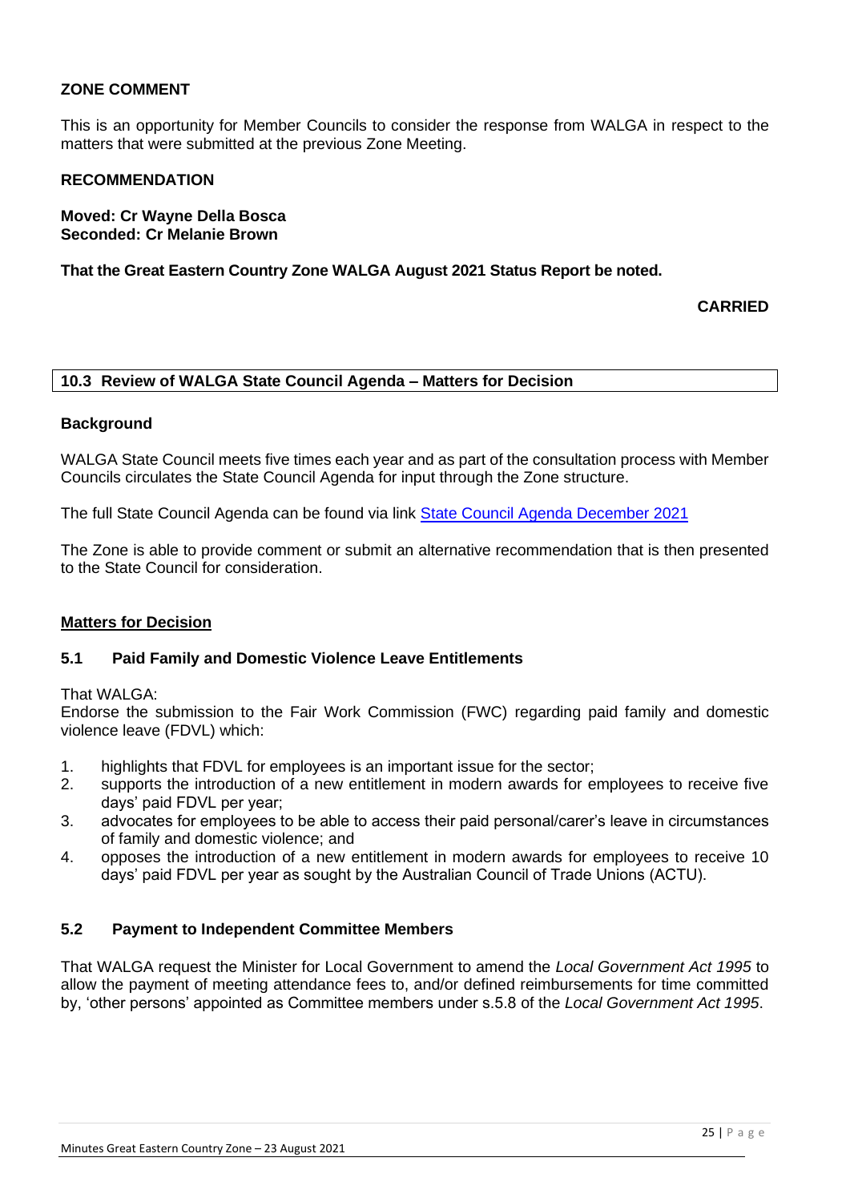**ZONE COMMENT**

This is an opportunity for Member Councils to consider the response from WALGA in respect to the matters that were submitted at the previous Zone Meeting.

**RECOMMENDATION**

**Moved: Cr Wayne Della Bosca**
**Seconded: Cr Melanie Brown**

**That the Great Eastern Country Zone WALGA August 2021 Status Report be noted.**

**CARRIED**

## 10.3 Review of WALGA State Council Agenda – Matters for Decision

**Background**

WALGA State Council meets five times each year and as part of the consultation process with Member Councils circulates the State Council Agenda for input through the Zone structure.

The full State Council Agenda can be found via link State Council Agenda December 2021

The Zone is able to provide comment or submit an alternative recommendation that is then presented to the State Council for consideration.

**Matters for Decision**

### 5.1 Paid Family and Domestic Violence Leave Entitlements

That WALGA:
Endorse the submission to the Fair Work Commission (FWC) regarding paid family and domestic violence leave (FDVL) which:

1. highlights that FDVL for employees is an important issue for the sector;
2. supports the introduction of a new entitlement in modern awards for employees to receive five days' paid FDVL per year;
3. advocates for employees to be able to access their paid personal/carer's leave in circumstances of family and domestic violence; and
4. opposes the introduction of a new entitlement in modern awards for employees to receive 10 days' paid FDVL per year as sought by the Australian Council of Trade Unions (ACTU).

### 5.2 Payment to Independent Committee Members

That WALGA request the Minister for Local Government to amend the *Local Government Act 1995* to allow the payment of meeting attendance fees to, and/or defined reimbursements for time committed by, 'other persons' appointed as Committee members under s.5.8 of the *Local Government Act 1995*.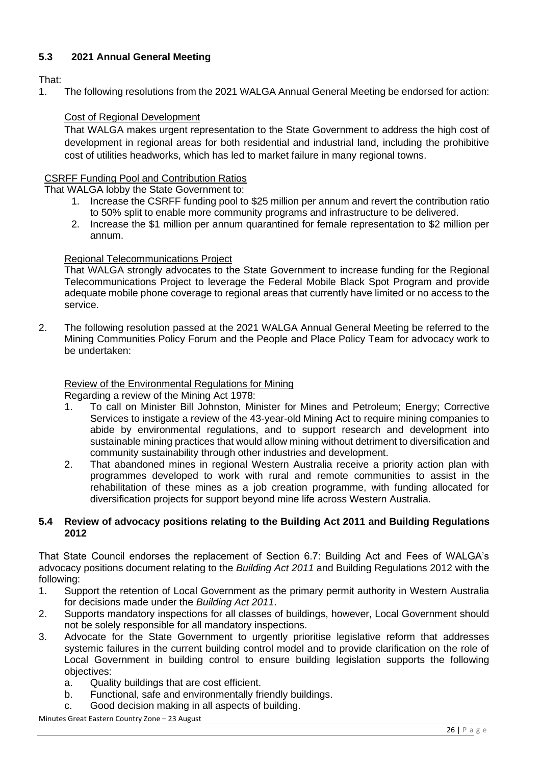### 5.3 2021 Annual General Meeting

That:

1. The following resolutions from the 2021 WALGA Annual General Meeting be endorsed for action:

   <u>Cost of Regional Development</u>

   That WALGA makes urgent representation to the State Government to address the high cost of development in regional areas for both residential and industrial land, including the prohibitive cost of utilities headworks, which has led to market failure in many regional towns.

   <u>CSRFF Funding Pool and Contribution Ratios</u>

   That WALGA lobby the State Government to:

   1. Increase the CSRFF funding pool to $25 million per annum and revert the contribution ratio to 50% split to enable more community programs and infrastructure to be delivered.
   2. Increase the $1 million per annum quarantined for female representation to $2 million per annum.

   <u>Regional Telecommunications Project</u>

   That WALGA strongly advocates to the State Government to increase funding for the Regional Telecommunications Project to leverage the Federal Mobile Black Spot Program and provide adequate mobile phone coverage to regional areas that currently have limited or no access to the service.

2. The following resolution passed at the 2021 WALGA Annual General Meeting be referred to the Mining Communities Policy Forum and the People and Place Policy Team for advocacy work to be undertaken:

   <u>Review of the Environmental Regulations for Mining</u>

   Regarding a review of the Mining Act 1978:

   1. To call on Minister Bill Johnston, Minister for Mines and Petroleum; Energy; Corrective Services to instigate a review of the 43-year-old Mining Act to require mining companies to abide by environmental regulations, and to support research and development into sustainable mining practices that would allow mining without detriment to diversification and community sustainability through other industries and development.
   2. That abandoned mines in regional Western Australia receive a priority action plan with programmes developed to work with rural and remote communities to assist in the rehabilitation of these mines as a job creation programme, with funding allocated for diversification projects for support beyond mine life across Western Australia.

### 5.4 Review of advocacy positions relating to the Building Act 2011 and Building Regulations 2012

That State Council endorses the replacement of Section 6.7: Building Act and Fees of WALGA's advocacy positions document relating to the *Building Act 2011* and Building Regulations 2012 with the following:

1. Support the retention of Local Government as the primary permit authority in Western Australia for decisions made under the *Building Act 2011*.
2. Supports mandatory inspections for all classes of buildings, however, Local Government should not be solely responsible for all mandatory inspections.
3. Advocate for the State Government to urgently prioritise legislative reform that addresses systemic failures in the current building control model and to provide clarification on the role of Local Government in building control to ensure building legislation supports the following objectives:
   a. Quality buildings that are cost efficient.
   b. Functional, safe and environmentally friendly buildings.
   c. Good decision making in all aspects of building.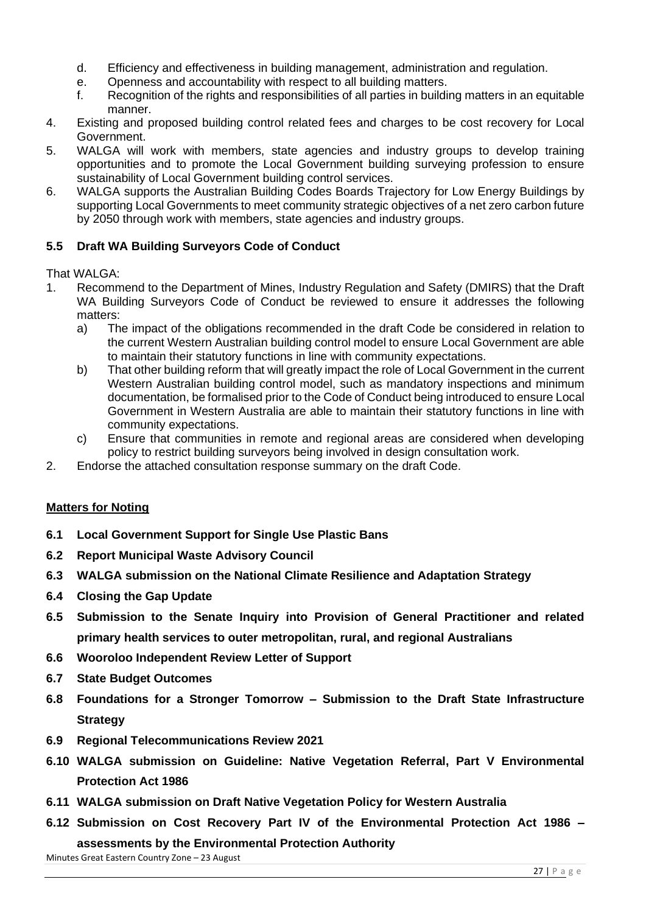d. Efficiency and effectiveness in building management, administration and regulation.
   e. Openness and accountability with respect to all building matters.
   f. Recognition of the rights and responsibilities of all parties in building matters in an equitable manner.
4. Existing and proposed building control related fees and charges to be cost recovery for Local Government.
5. WALGA will work with members, state agencies and industry groups to develop training opportunities and to promote the Local Government building surveying profession to ensure sustainability of Local Government building control services.
6. WALGA supports the Australian Building Codes Boards Trajectory for Low Energy Buildings by supporting Local Governments to meet community strategic objectives of a net zero carbon future by 2050 through work with members, state agencies and industry groups.

### 5.5 Draft WA Building Surveyors Code of Conduct

That WALGA:

1. Recommend to the Department of Mines, Industry Regulation and Safety (DMIRS) that the Draft WA Building Surveyors Code of Conduct be reviewed to ensure it addresses the following matters:
   a) The impact of the obligations recommended in the draft Code be considered in relation to the current Western Australian building control model to ensure Local Government are able to maintain their statutory functions in line with community expectations.
   b) That other building reform that will greatly impact the role of Local Government in the current Western Australian building control model, such as mandatory inspections and minimum documentation, be formalised prior to the Code of Conduct being introduced to ensure Local Government in Western Australia are able to maintain their statutory functions in line with community expectations.
   c) Ensure that communities in remote and regional areas are considered when developing policy to restrict building surveyors being involved in design consultation work.
2. Endorse the attached consultation response summary on the draft Code.

## Matters for Noting

**6.1 Local Government Support for Single Use Plastic Bans**

**6.2 Report Municipal Waste Advisory Council**

**6.3 WALGA submission on the National Climate Resilience and Adaptation Strategy**

**6.4 Closing the Gap Update**

**6.5 Submission to the Senate Inquiry into Provision of General Practitioner and related primary health services to outer metropolitan, rural, and regional Australians**

**6.6 Wooroloo Independent Review Letter of Support**

**6.7 State Budget Outcomes**

**6.8 Foundations for a Stronger Tomorrow – Submission to the Draft State Infrastructure Strategy**

**6.9 Regional Telecommunications Review 2021**

**6.10 WALGA submission on Guideline: Native Vegetation Referral, Part V Environmental Protection Act 1986**

**6.11 WALGA submission on Draft Native Vegetation Policy for Western Australia**

**6.12 Submission on Cost Recovery Part IV of the Environmental Protection Act 1986 – assessments by the Environmental Protection Authority**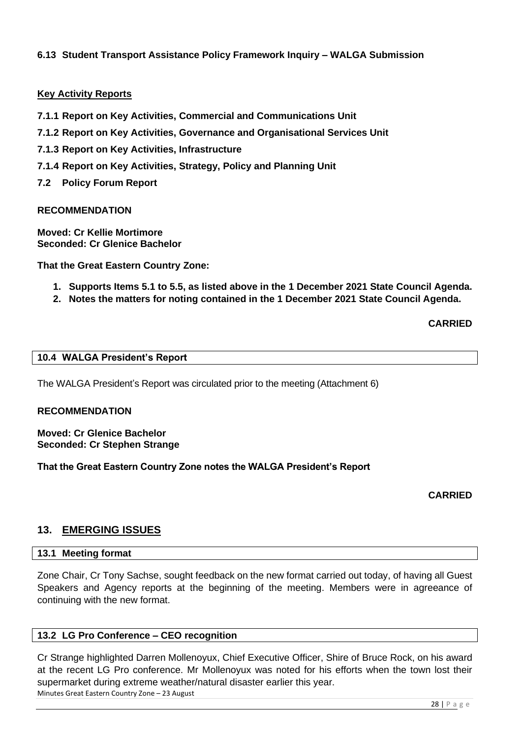**6.13 Student Transport Assistance Policy Framework Inquiry – WALGA Submission**

**Key Activity Reports**

**7.1.1 Report on Key Activities, Commercial and Communications Unit**

**7.1.2 Report on Key Activities, Governance and Organisational Services Unit**

**7.1.3 Report on Key Activities, Infrastructure**

**7.1.4 Report on Key Activities, Strategy, Policy and Planning Unit**

**7.2 Policy Forum Report**

**RECOMMENDATION**

**Moved: Cr Kellie Mortimore**
**Seconded: Cr Glenice Bachelor**

**That the Great Eastern Country Zone:**

1. **Supports Items 5.1 to 5.5, as listed above in the 1 December 2021 State Council Agenda.**
2. **Notes the matters for noting contained in the 1 December 2021 State Council Agenda.**

**CARRIED**

### 10.4 WALGA President's Report

The WALGA President's Report was circulated prior to the meeting (Attachment 6)

**RECOMMENDATION**

**Moved: Cr Glenice Bachelor**
**Seconded: Cr Stephen Strange**

**That the Great Eastern Country Zone notes the WALGA President's Report**

**CARRIED**

## 13. EMERGING ISSUES

### 13.1 Meeting format

Zone Chair, Cr Tony Sachse, sought feedback on the new format carried out today, of having all Guest Speakers and Agency reports at the beginning of the meeting. Members were in agreeance of continuing with the new format.

### 13.2 LG Pro Conference – CEO recognition

Cr Strange highlighted Darren Mollenoyux, Chief Executive Officer, Shire of Bruce Rock, on his award at the recent LG Pro conference. Mr Mollenoyux was noted for his efforts when the town lost their supermarket during extreme weather/natural disaster earlier this year.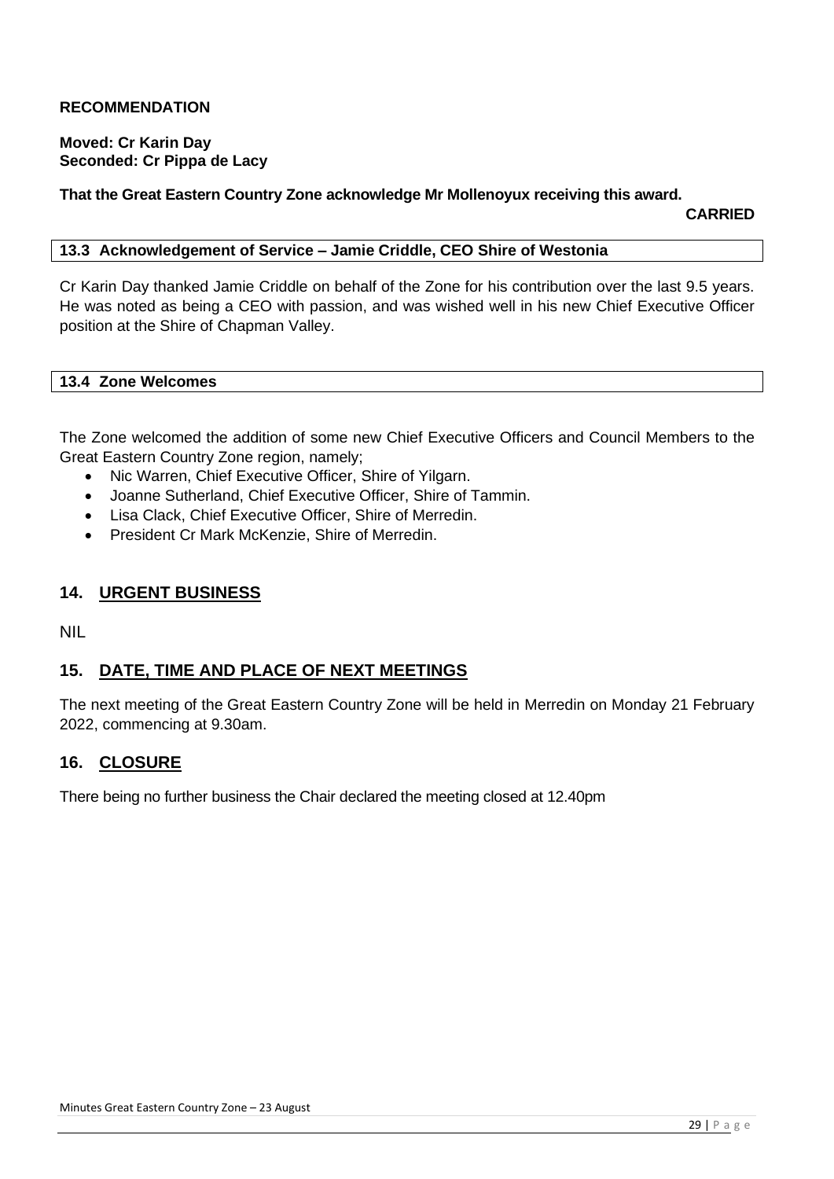**RECOMMENDATION**

**Moved: Cr Karin Day**
**Seconded: Cr Pippa de Lacy**

**That the Great Eastern Country Zone acknowledge Mr Mollenoyux receiving this award.**

**CARRIED**

### 13.3 Acknowledgement of Service – Jamie Criddle, CEO Shire of Westonia

Cr Karin Day thanked Jamie Criddle on behalf of the Zone for his contribution over the last 9.5 years. He was noted as being a CEO with passion, and was wished well in his new Chief Executive Officer position at the Shire of Chapman Valley.

### 13.4 Zone Welcomes

The Zone welcomed the addition of some new Chief Executive Officers and Council Members to the Great Eastern Country Zone region, namely;

- Nic Warren, Chief Executive Officer, Shire of Yilgarn.
- Joanne Sutherland, Chief Executive Officer, Shire of Tammin.
- Lisa Clack, Chief Executive Officer, Shire of Merredin.
- President Cr Mark McKenzie, Shire of Merredin.

## 14. URGENT BUSINESS

NIL

## 15. DATE, TIME AND PLACE OF NEXT MEETINGS

The next meeting of the Great Eastern Country Zone will be held in Merredin on Monday 21 February 2022, commencing at 9.30am.

## 16. CLOSURE

There being no further business the Chair declared the meeting closed at 12.40pm